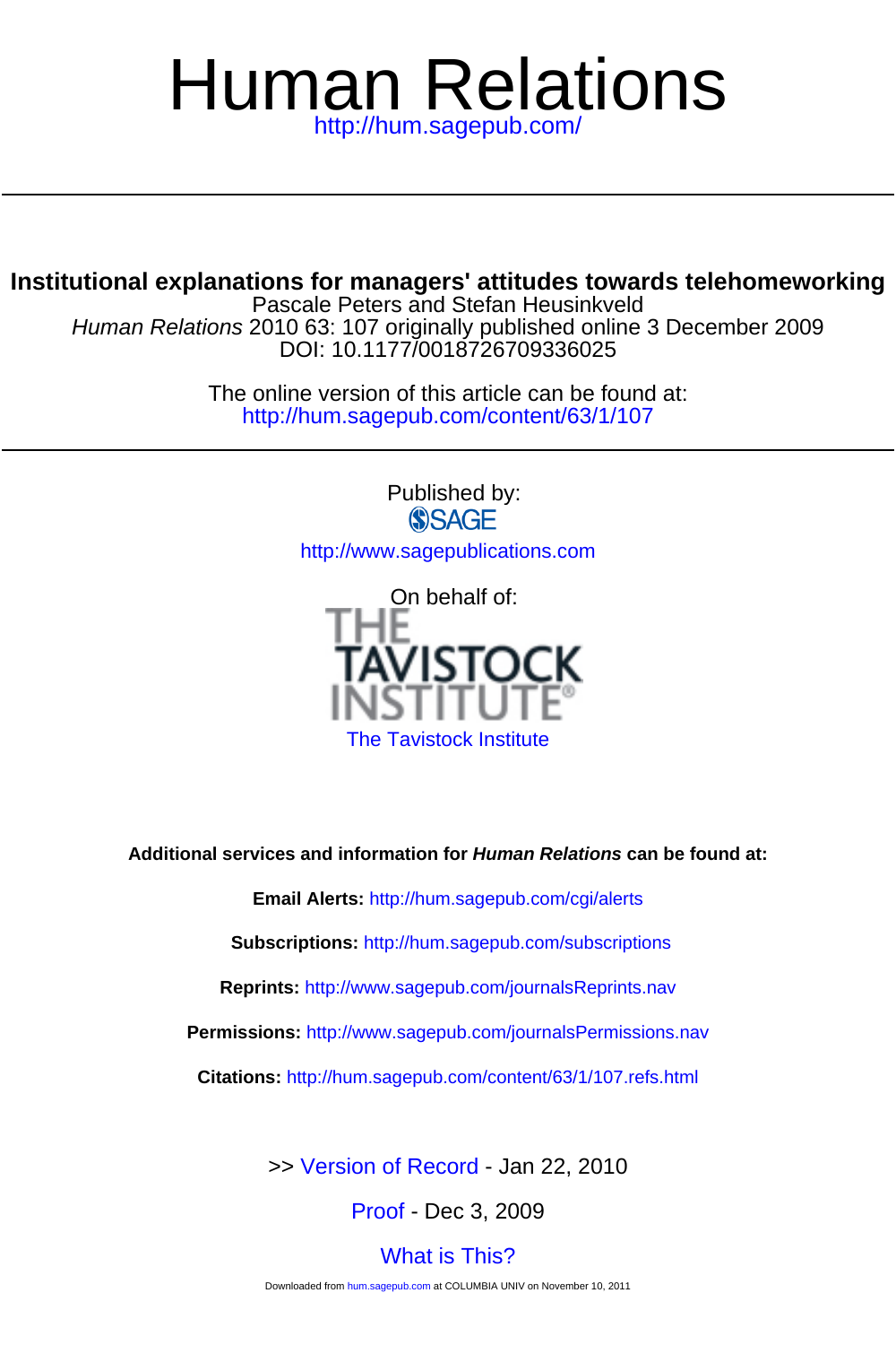# Human Relations

http://hum.sagepub.com/

## Institutional explanations for managers' attitudes towards telehomeworking

Pascale Peters and Stefan Heusinkveld

*Human Relations* 2010 63: 107 originally published online 3 December 2009

DOI: 10.1177/0018726709336025

The online version of this article can be found at:

http://hum.sagepub.com/content/63/1/107

Published by:

SAGE

http://www.sagepublications.com

On behalf of:

THE TAVISTOCK INSTITUTE

The Tavistock Institute

**Additional services and information for *Human Relations* can be found at:**

**Email Alerts:** http://hum.sagepub.com/cgi/alerts

**Subscriptions:** http://hum.sagepub.com/subscriptions

**Reprints:** http://www.sagepub.com/journalsReprints.nav

**Permissions:** http://www.sagepub.com/journalsPermissions.nav

**Citations:** http://hum.sagepub.com/content/63/1/107.refs.html

>> Version of Record - Jan 22, 2010

Proof - Dec 3, 2009

What is This?

Downloaded from hum.sagepub.com at COLUMBIA UNIV on November 10, 2011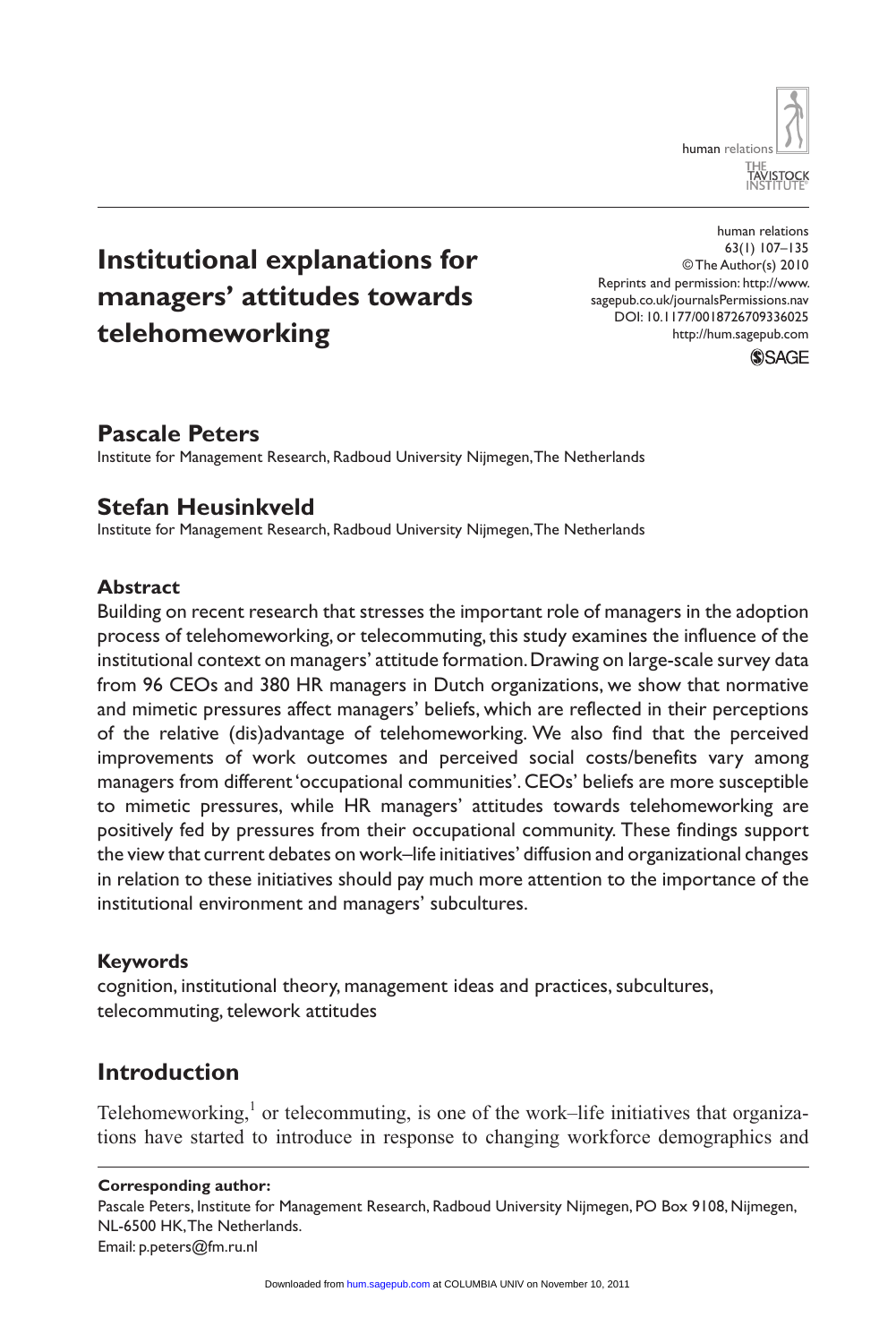# Institutional explanations for managers' attitudes towards telehomeworking

## Pascale Peters

Institute for Management Research, Radboud University Nijmegen, The Netherlands

## Stefan Heusinkveld

Institute for Management Research, Radboud University Nijmegen, The Netherlands

### Abstract

Building on recent research that stresses the important role of managers in the adoption process of telehomeworking, or telecommuting, this study examines the influence of the institutional context on managers' attitude formation. Drawing on large-scale survey data from 96 CEOs and 380 HR managers in Dutch organizations, we show that normative and mimetic pressures affect managers' beliefs, which are reflected in their perceptions of the relative (dis)advantage of telehomeworking. We also find that the perceived improvements of work outcomes and perceived social costs/benefits vary among managers from different 'occupational communities'. CEOs' beliefs are more susceptible to mimetic pressures, while HR managers' attitudes towards telehomeworking are positively fed by pressures from their occupational community. These findings support the view that current debates on work–life initiatives' diffusion and organizational changes in relation to these initiatives should pay much more attention to the importance of the institutional environment and managers' subcultures.

### Keywords

cognition, institutional theory, management ideas and practices, subcultures, telecommuting, telework attitudes

## Introduction

Telehomeworking,[1] or telecommuting, is one of the work–life initiatives that organizations have started to introduce in response to changing workforce demographics and

**Corresponding author:**
Pascale Peters, Institute for Management Research, Radboud University Nijmegen, PO Box 9108, Nijmegen, NL-6500 HK, The Netherlands.
Email: p.peters@fm.ru.nl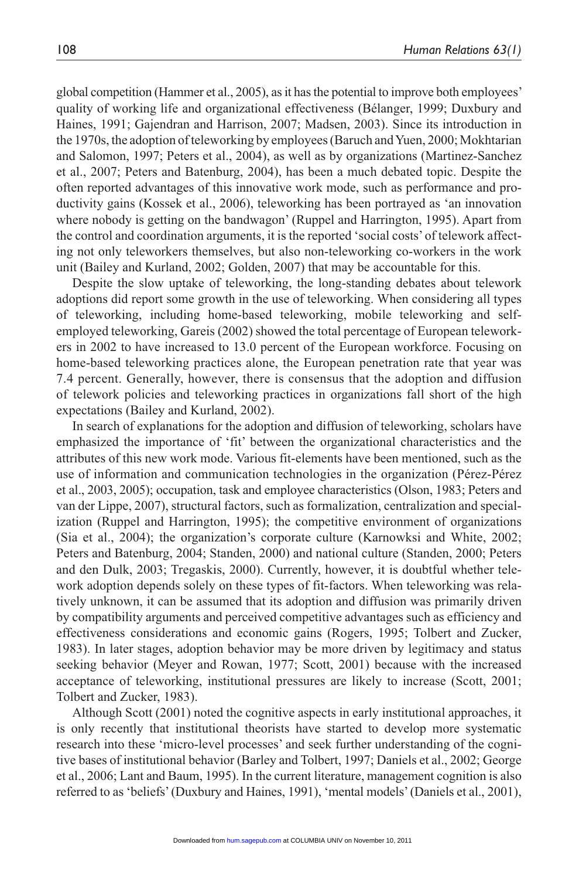global competition (Hammer et al., 2005), as it has the potential to improve both employees' quality of working life and organizational effectiveness (Bélanger, 1999; Duxbury and Haines, 1991; Gajendran and Harrison, 2007; Madsen, 2003). Since its introduction in the 1970s, the adoption of teleworking by employees (Baruch and Yuen, 2000; Mokhtarian and Salomon, 1997; Peters et al., 2004), as well as by organizations (Martinez-Sanchez et al., 2007; Peters and Batenburg, 2004), has been a much debated topic. Despite the often reported advantages of this innovative work mode, such as performance and productivity gains (Kossek et al., 2006), teleworking has been portrayed as 'an innovation where nobody is getting on the bandwagon' (Ruppel and Harrington, 1995). Apart from the control and coordination arguments, it is the reported 'social costs' of telework affecting not only teleworkers themselves, but also non-teleworking co-workers in the work unit (Bailey and Kurland, 2002; Golden, 2007) that may be accountable for this.

Despite the slow uptake of teleworking, the long-standing debates about telework adoptions did report some growth in the use of teleworking. When considering all types of teleworking, including home-based teleworking, mobile teleworking and self-employed teleworking, Gareis (2002) showed the total percentage of European teleworkers in 2002 to have increased to 13.0 percent of the European workforce. Focusing on home-based teleworking practices alone, the European penetration rate that year was 7.4 percent. Generally, however, there is consensus that the adoption and diffusion of telework policies and teleworking practices in organizations fall short of the high expectations (Bailey and Kurland, 2002).

In search of explanations for the adoption and diffusion of teleworking, scholars have emphasized the importance of 'fit' between the organizational characteristics and the attributes of this new work mode. Various fit-elements have been mentioned, such as the use of information and communication technologies in the organization (Pérez-Pérez et al., 2003, 2005); occupation, task and employee characteristics (Olson, 1983; Peters and van der Lippe, 2007), structural factors, such as formalization, centralization and specialization (Ruppel and Harrington, 1995); the competitive environment of organizations (Sia et al., 2004); the organization's corporate culture (Karnowksi and White, 2002; Peters and Batenburg, 2004; Standen, 2000) and national culture (Standen, 2000; Peters and den Dulk, 2003; Tregaskis, 2000). Currently, however, it is doubtful whether telework adoption depends solely on these types of fit-factors. When teleworking was relatively unknown, it can be assumed that its adoption and diffusion was primarily driven by compatibility arguments and perceived competitive advantages such as efficiency and effectiveness considerations and economic gains (Rogers, 1995; Tolbert and Zucker, 1983). In later stages, adoption behavior may be more driven by legitimacy and status seeking behavior (Meyer and Rowan, 1977; Scott, 2001) because with the increased acceptance of teleworking, institutional pressures are likely to increase (Scott, 2001; Tolbert and Zucker, 1983).

Although Scott (2001) noted the cognitive aspects in early institutional approaches, it is only recently that institutional theorists have started to develop more systematic research into these 'micro-level processes' and seek further understanding of the cognitive bases of institutional behavior (Barley and Tolbert, 1997; Daniels et al., 2002; George et al., 2006; Lant and Baum, 1995). In the current literature, management cognition is also referred to as 'beliefs' (Duxbury and Haines, 1991), 'mental models' (Daniels et al., 2001),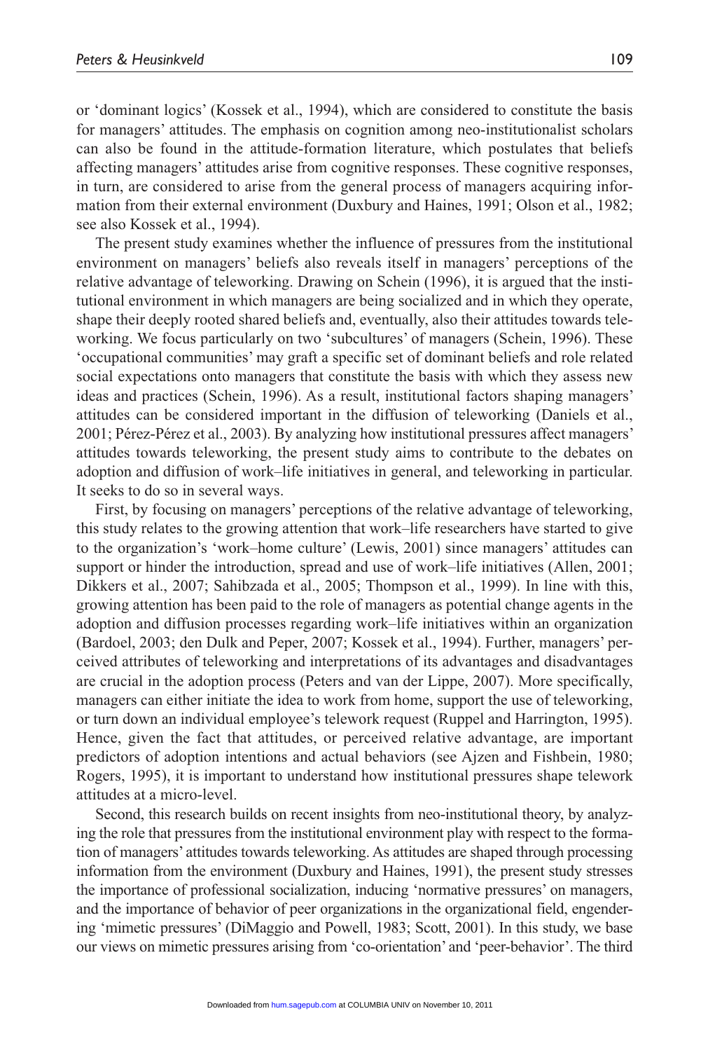or 'dominant logics' (Kossek et al., 1994), which are considered to constitute the basis for managers' attitudes. The emphasis on cognition among neo-institutionalist scholars can also be found in the attitude-formation literature, which postulates that beliefs affecting managers' attitudes arise from cognitive responses. These cognitive responses, in turn, are considered to arise from the general process of managers acquiring information from their external environment (Duxbury and Haines, 1991; Olson et al., 1982; see also Kossek et al., 1994).

The present study examines whether the influence of pressures from the institutional environment on managers' beliefs also reveals itself in managers' perceptions of the relative advantage of teleworking. Drawing on Schein (1996), it is argued that the institutional environment in which managers are being socialized and in which they operate, shape their deeply rooted shared beliefs and, eventually, also their attitudes towards teleworking. We focus particularly on two 'subcultures' of managers (Schein, 1996). These 'occupational communities' may graft a specific set of dominant beliefs and role related social expectations onto managers that constitute the basis with which they assess new ideas and practices (Schein, 1996). As a result, institutional factors shaping managers' attitudes can be considered important in the diffusion of teleworking (Daniels et al., 2001; Pérez-Pérez et al., 2003). By analyzing how institutional pressures affect managers' attitudes towards teleworking, the present study aims to contribute to the debates on adoption and diffusion of work–life initiatives in general, and teleworking in particular. It seeks to do so in several ways.

First, by focusing on managers' perceptions of the relative advantage of teleworking, this study relates to the growing attention that work–life researchers have started to give to the organization's 'work–home culture' (Lewis, 2001) since managers' attitudes can support or hinder the introduction, spread and use of work–life initiatives (Allen, 2001; Dikkers et al., 2007; Sahibzada et al., 2005; Thompson et al., 1999). In line with this, growing attention has been paid to the role of managers as potential change agents in the adoption and diffusion processes regarding work–life initiatives within an organization (Bardoel, 2003; den Dulk and Peper, 2007; Kossek et al., 1994). Further, managers' perceived attributes of teleworking and interpretations of its advantages and disadvantages are crucial in the adoption process (Peters and van der Lippe, 2007). More specifically, managers can either initiate the idea to work from home, support the use of teleworking, or turn down an individual employee's telework request (Ruppel and Harrington, 1995). Hence, given the fact that attitudes, or perceived relative advantage, are important predictors of adoption intentions and actual behaviors (see Ajzen and Fishbein, 1980; Rogers, 1995), it is important to understand how institutional pressures shape telework attitudes at a micro-level.

Second, this research builds on recent insights from neo-institutional theory, by analyzing the role that pressures from the institutional environment play with respect to the formation of managers' attitudes towards teleworking. As attitudes are shaped through processing information from the environment (Duxbury and Haines, 1991), the present study stresses the importance of professional socialization, inducing 'normative pressures' on managers, and the importance of behavior of peer organizations in the organizational field, engendering 'mimetic pressures' (DiMaggio and Powell, 1983; Scott, 2001). In this study, we base our views on mimetic pressures arising from 'co-orientation' and 'peer-behavior'. The third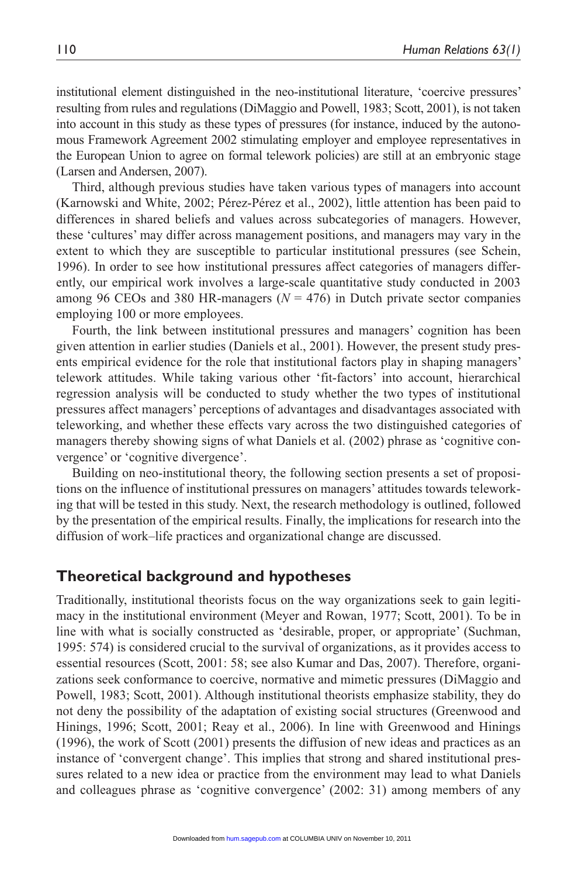institutional element distinguished in the neo-institutional literature, 'coercive pressures' resulting from rules and regulations (DiMaggio and Powell, 1983; Scott, 2001), is not taken into account in this study as these types of pressures (for instance, induced by the autonomous Framework Agreement 2002 stimulating employer and employee representatives in the European Union to agree on formal telework policies) are still at an embryonic stage (Larsen and Andersen, 2007).

Third, although previous studies have taken various types of managers into account (Karnowski and White, 2002; Pérez-Pérez et al., 2002), little attention has been paid to differences in shared beliefs and values across subcategories of managers. However, these 'cultures' may differ across management positions, and managers may vary in the extent to which they are susceptible to particular institutional pressures (see Schein, 1996). In order to see how institutional pressures affect categories of managers differently, our empirical work involves a large-scale quantitative study conducted in 2003 among 96 CEOs and 380 HR-managers ($N = 476$) in Dutch private sector companies employing 100 or more employees.

Fourth, the link between institutional pressures and managers' cognition has been given attention in earlier studies (Daniels et al., 2001). However, the present study presents empirical evidence for the role that institutional factors play in shaping managers' telework attitudes. While taking various other 'fit-factors' into account, hierarchical regression analysis will be conducted to study whether the two types of institutional pressures affect managers' perceptions of advantages and disadvantages associated with teleworking, and whether these effects vary across the two distinguished categories of managers thereby showing signs of what Daniels et al. (2002) phrase as 'cognitive convergence' or 'cognitive divergence'.

Building on neo-institutional theory, the following section presents a set of propositions on the influence of institutional pressures on managers' attitudes towards teleworking that will be tested in this study. Next, the research methodology is outlined, followed by the presentation of the empirical results. Finally, the implications for research into the diffusion of work–life practices and organizational change are discussed.

## Theoretical background and hypotheses

Traditionally, institutional theorists focus on the way organizations seek to gain legitimacy in the institutional environment (Meyer and Rowan, 1977; Scott, 2001). To be in line with what is socially constructed as 'desirable, proper, or appropriate' (Suchman, 1995: 574) is considered crucial to the survival of organizations, as it provides access to essential resources (Scott, 2001: 58; see also Kumar and Das, 2007). Therefore, organizations seek conformance to coercive, normative and mimetic pressures (DiMaggio and Powell, 1983; Scott, 2001). Although institutional theorists emphasize stability, they do not deny the possibility of the adaptation of existing social structures (Greenwood and Hinings, 1996; Scott, 2001; Reay et al., 2006). In line with Greenwood and Hinings (1996), the work of Scott (2001) presents the diffusion of new ideas and practices as an instance of 'convergent change'. This implies that strong and shared institutional pressures related to a new idea or practice from the environment may lead to what Daniels and colleagues phrase as 'cognitive convergence' (2002: 31) among members of any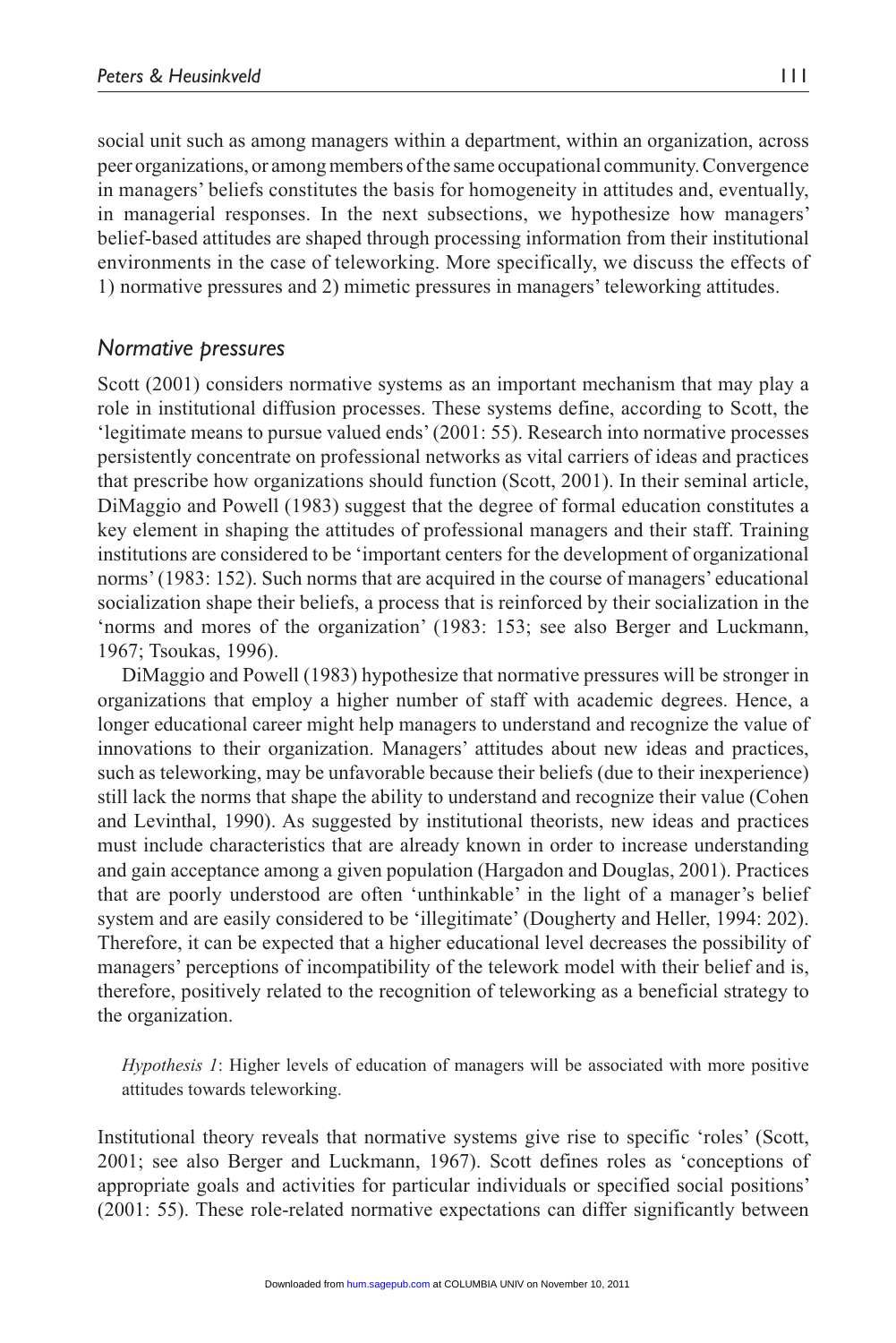social unit such as among managers within a department, within an organization, across peer organizations, or among members of the same occupational community. Convergence in managers' beliefs constitutes the basis for homogeneity in attitudes and, eventually, in managerial responses. In the next subsections, we hypothesize how managers' belief-based attitudes are shaped through processing information from their institutional environments in the case of teleworking. More specifically, we discuss the effects of 1) normative pressures and 2) mimetic pressures in managers' teleworking attitudes.

### *Normative pressures*

Scott (2001) considers normative systems as an important mechanism that may play a role in institutional diffusion processes. These systems define, according to Scott, the 'legitimate means to pursue valued ends' (2001: 55). Research into normative processes persistently concentrate on professional networks as vital carriers of ideas and practices that prescribe how organizations should function (Scott, 2001). In their seminal article, DiMaggio and Powell (1983) suggest that the degree of formal education constitutes a key element in shaping the attitudes of professional managers and their staff. Training institutions are considered to be 'important centers for the development of organizational norms' (1983: 152). Such norms that are acquired in the course of managers' educational socialization shape their beliefs, a process that is reinforced by their socialization in the 'norms and mores of the organization' (1983: 153; see also Berger and Luckmann, 1967; Tsoukas, 1996).

DiMaggio and Powell (1983) hypothesize that normative pressures will be stronger in organizations that employ a higher number of staff with academic degrees. Hence, a longer educational career might help managers to understand and recognize the value of innovations to their organization. Managers' attitudes about new ideas and practices, such as teleworking, may be unfavorable because their beliefs (due to their inexperience) still lack the norms that shape the ability to understand and recognize their value (Cohen and Levinthal, 1990). As suggested by institutional theorists, new ideas and practices must include characteristics that are already known in order to increase understanding and gain acceptance among a given population (Hargadon and Douglas, 2001). Practices that are poorly understood are often 'unthinkable' in the light of a manager's belief system and are easily considered to be 'illegitimate' (Dougherty and Heller, 1994: 202). Therefore, it can be expected that a higher educational level decreases the possibility of managers' perceptions of incompatibility of the telework model with their belief and is, therefore, positively related to the recognition of teleworking as a beneficial strategy to the organization.

> *Hypothesis 1*: Higher levels of education of managers will be associated with more positive attitudes towards teleworking.

Institutional theory reveals that normative systems give rise to specific 'roles' (Scott, 2001; see also Berger and Luckmann, 1967). Scott defines roles as 'conceptions of appropriate goals and activities for particular individuals or specified social positions' (2001: 55). These role-related normative expectations can differ significantly between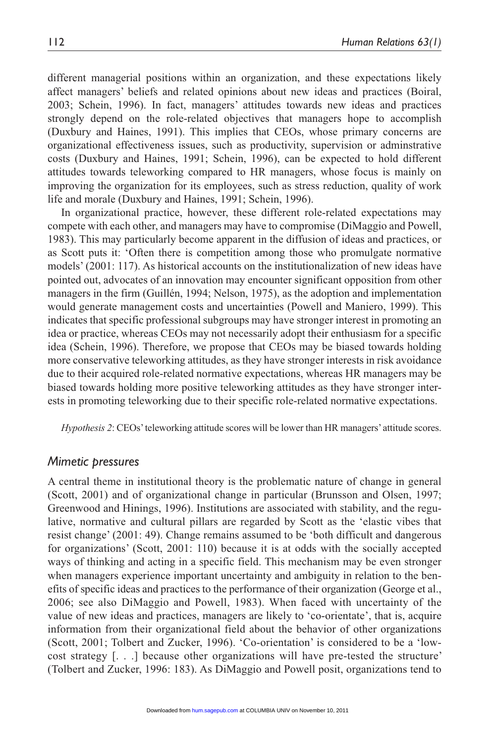different managerial positions within an organization, and these expectations likely affect managers' beliefs and related opinions about new ideas and practices (Boiral, 2003; Schein, 1996). In fact, managers' attitudes towards new ideas and practices strongly depend on the role-related objectives that managers hope to accomplish (Duxbury and Haines, 1991). This implies that CEOs, whose primary concerns are organizational effectiveness issues, such as productivity, supervision or adminstrative costs (Duxbury and Haines, 1991; Schein, 1996), can be expected to hold different attitudes towards teleworking compared to HR managers, whose focus is mainly on improving the organization for its employees, such as stress reduction, quality of work life and morale (Duxbury and Haines, 1991; Schein, 1996).

In organizational practice, however, these different role-related expectations may compete with each other, and managers may have to compromise (DiMaggio and Powell, 1983). This may particularly become apparent in the diffusion of ideas and practices, or as Scott puts it: 'Often there is competition among those who promulgate normative models' (2001: 117). As historical accounts on the institutionalization of new ideas have pointed out, advocates of an innovation may encounter significant opposition from other managers in the firm (Guillén, 1994; Nelson, 1975), as the adoption and implementation would generate management costs and uncertainties (Powell and Maniero, 1999). This indicates that specific professional subgroups may have stronger interest in promoting an idea or practice, whereas CEOs may not necessarily adopt their enthusiasm for a specific idea (Schein, 1996). Therefore, we propose that CEOs may be biased towards holding more conservative teleworking attitudes, as they have stronger interests in risk avoidance due to their acquired role-related normative expectations, whereas HR managers may be biased towards holding more positive teleworking attitudes as they have stronger interests in promoting teleworking due to their specific role-related normative expectations.

*Hypothesis 2*: CEOs' teleworking attitude scores will be lower than HR managers' attitude scores.

### *Mimetic pressures*

A central theme in institutional theory is the problematic nature of change in general (Scott, 2001) and of organizational change in particular (Brunsson and Olsen, 1997; Greenwood and Hinings, 1996). Institutions are associated with stability, and the regulative, normative and cultural pillars are regarded by Scott as the 'elastic vibes that resist change' (2001: 49). Change remains assumed to be 'both difficult and dangerous for organizations' (Scott, 2001: 110) because it is at odds with the socially accepted ways of thinking and acting in a specific field. This mechanism may be even stronger when managers experience important uncertainty and ambiguity in relation to the benefits of specific ideas and practices to the performance of their organization (George et al., 2006; see also DiMaggio and Powell, 1983). When faced with uncertainty of the value of new ideas and practices, managers are likely to 'co-orientate', that is, acquire information from their organizational field about the behavior of other organizations (Scott, 2001; Tolbert and Zucker, 1996). 'Co-orientation' is considered to be a 'low-cost strategy [. . .] because other organizations will have pre-tested the structure' (Tolbert and Zucker, 1996: 183). As DiMaggio and Powell posit, organizations tend to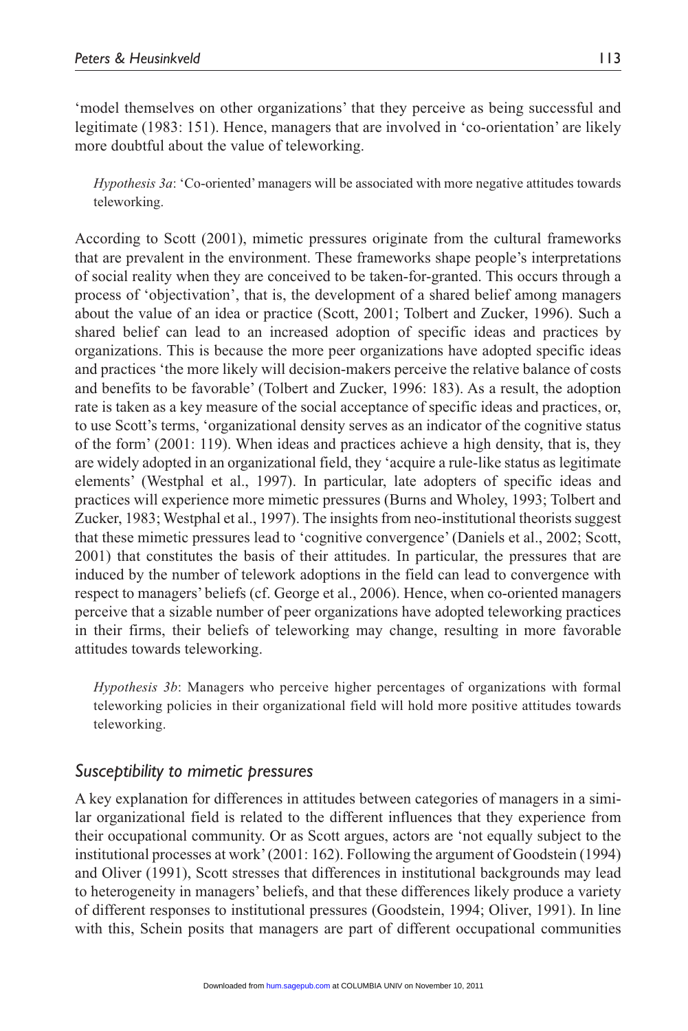'model themselves on other organizations' that they perceive as being successful and legitimate (1983: 151). Hence, managers that are involved in 'co-orientation' are likely more doubtful about the value of teleworking.

> *Hypothesis 3a*: 'Co-oriented' managers will be associated with more negative attitudes towards teleworking.

According to Scott (2001), mimetic pressures originate from the cultural frameworks that are prevalent in the environment. These frameworks shape people's interpretations of social reality when they are conceived to be taken-for-granted. This occurs through a process of 'objectivation', that is, the development of a shared belief among managers about the value of an idea or practice (Scott, 2001; Tolbert and Zucker, 1996). Such a shared belief can lead to an increased adoption of specific ideas and practices by organizations. This is because the more peer organizations have adopted specific ideas and practices 'the more likely will decision-makers perceive the relative balance of costs and benefits to be favorable' (Tolbert and Zucker, 1996: 183). As a result, the adoption rate is taken as a key measure of the social acceptance of specific ideas and practices, or, to use Scott's terms, 'organizational density serves as an indicator of the cognitive status of the form' (2001: 119). When ideas and practices achieve a high density, that is, they are widely adopted in an organizational field, they 'acquire a rule-like status as legitimate elements' (Westphal et al., 1997). In particular, late adopters of specific ideas and practices will experience more mimetic pressures (Burns and Wholey, 1993; Tolbert and Zucker, 1983; Westphal et al., 1997). The insights from neo-institutional theorists suggest that these mimetic pressures lead to 'cognitive convergence' (Daniels et al., 2002; Scott, 2001) that constitutes the basis of their attitudes. In particular, the pressures that are induced by the number of telework adoptions in the field can lead to convergence with respect to managers' beliefs (cf. George et al., 2006). Hence, when co-oriented managers perceive that a sizable number of peer organizations have adopted teleworking practices in their firms, their beliefs of teleworking may change, resulting in more favorable attitudes towards teleworking.

> *Hypothesis 3b*: Managers who perceive higher percentages of organizations with formal teleworking policies in their organizational field will hold more positive attitudes towards teleworking.

### *Susceptibility to mimetic pressures*

A key explanation for differences in attitudes between categories of managers in a similar organizational field is related to the different influences that they experience from their occupational community. Or as Scott argues, actors are 'not equally subject to the institutional processes at work' (2001: 162). Following the argument of Goodstein (1994) and Oliver (1991), Scott stresses that differences in institutional backgrounds may lead to heterogeneity in managers' beliefs, and that these differences likely produce a variety of different responses to institutional pressures (Goodstein, 1994; Oliver, 1991). In line with this, Schein posits that managers are part of different occupational communities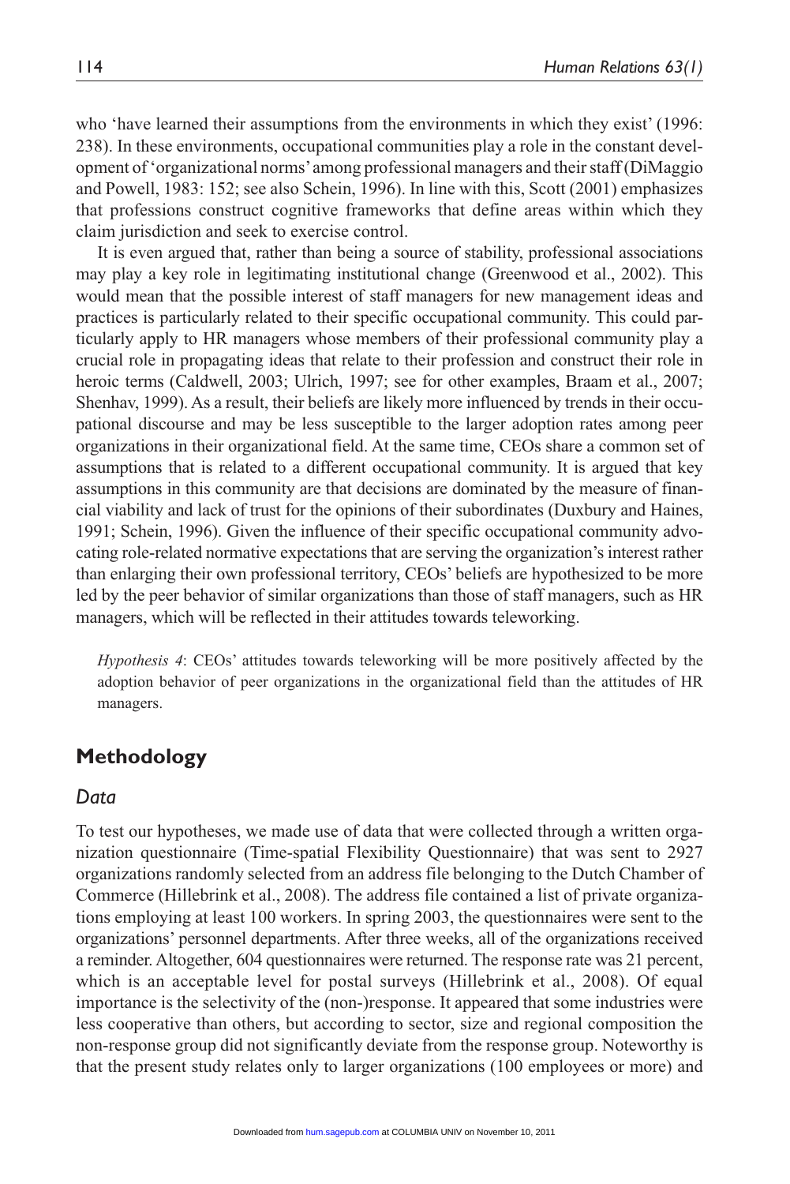who 'have learned their assumptions from the environments in which they exist' (1996: 238). In these environments, occupational communities play a role in the constant development of 'organizational norms' among professional managers and their staff (DiMaggio and Powell, 1983: 152; see also Schein, 1996). In line with this, Scott (2001) emphasizes that professions construct cognitive frameworks that define areas within which they claim jurisdiction and seek to exercise control.

It is even argued that, rather than being a source of stability, professional associations may play a key role in legitimating institutional change (Greenwood et al., 2002). This would mean that the possible interest of staff managers for new management ideas and practices is particularly related to their specific occupational community. This could particularly apply to HR managers whose members of their professional community play a crucial role in propagating ideas that relate to their profession and construct their role in heroic terms (Caldwell, 2003; Ulrich, 1997; see for other examples, Braam et al., 2007; Shenhav, 1999). As a result, their beliefs are likely more influenced by trends in their occupational discourse and may be less susceptible to the larger adoption rates among peer organizations in their organizational field. At the same time, CEOs share a common set of assumptions that is related to a different occupational community. It is argued that key assumptions in this community are that decisions are dominated by the measure of financial viability and lack of trust for the opinions of their subordinates (Duxbury and Haines, 1991; Schein, 1996). Given the influence of their specific occupational community advocating role-related normative expectations that are serving the organization's interest rather than enlarging their own professional territory, CEOs' beliefs are hypothesized to be more led by the peer behavior of similar organizations than those of staff managers, such as HR managers, which will be reflected in their attitudes towards teleworking.

> *Hypothesis 4*: CEOs' attitudes towards teleworking will be more positively affected by the adoption behavior of peer organizations in the organizational field than the attitudes of HR managers.

## Methodology

### *Data*

To test our hypotheses, we made use of data that were collected through a written organization questionnaire (Time-spatial Flexibility Questionnaire) that was sent to 2927 organizations randomly selected from an address file belonging to the Dutch Chamber of Commerce (Hillebrink et al., 2008). The address file contained a list of private organizations employing at least 100 workers. In spring 2003, the questionnaires were sent to the organizations' personnel departments. After three weeks, all of the organizations received a reminder. Altogether, 604 questionnaires were returned. The response rate was 21 percent, which is an acceptable level for postal surveys (Hillebrink et al., 2008). Of equal importance is the selectivity of the (non-)response. It appeared that some industries were less cooperative than others, but according to sector, size and regional composition the non-response group did not significantly deviate from the response group. Noteworthy is that the present study relates only to larger organizations (100 employees or more) and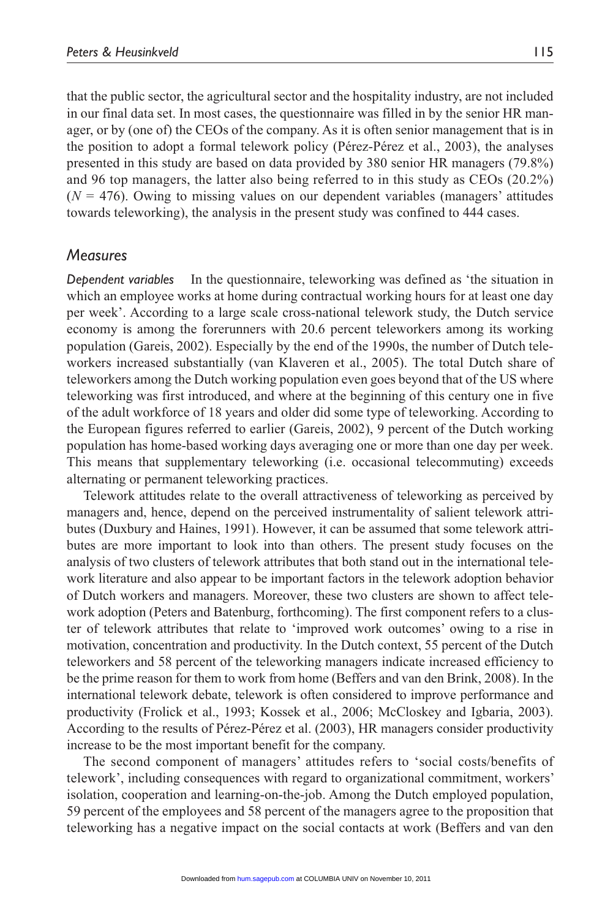that the public sector, the agricultural sector and the hospitality industry, are not included in our final data set. In most cases, the questionnaire was filled in by the senior HR manager, or by (one of) the CEOs of the company. As it is often senior management that is in the position to adopt a formal telework policy (Pérez-Pérez et al., 2003), the analyses presented in this study are based on data provided by 380 senior HR managers (79.8%) and 96 top managers, the latter also being referred to in this study as CEOs (20.2%) ($N$ = 476). Owing to missing values on our dependent variables (managers' attitudes towards teleworking), the analysis in the present study was confined to 444 cases.

## *Measures*

*Dependent variables* In the questionnaire, teleworking was defined as 'the situation in which an employee works at home during contractual working hours for at least one day per week'. According to a large scale cross-national telework study, the Dutch service economy is among the forerunners with 20.6 percent teleworkers among its working population (Gareis, 2002). Especially by the end of the 1990s, the number of Dutch teleworkers increased substantially (van Klaveren et al., 2005). The total Dutch share of teleworkers among the Dutch working population even goes beyond that of the US where teleworking was first introduced, and where at the beginning of this century one in five of the adult workforce of 18 years and older did some type of teleworking. According to the European figures referred to earlier (Gareis, 2002), 9 percent of the Dutch working population has home-based working days averaging one or more than one day per week. This means that supplementary teleworking (i.e. occasional telecommuting) exceeds alternating or permanent teleworking practices.

Telework attitudes relate to the overall attractiveness of teleworking as perceived by managers and, hence, depend on the perceived instrumentality of salient telework attributes (Duxbury and Haines, 1991). However, it can be assumed that some telework attributes are more important to look into than others. The present study focuses on the analysis of two clusters of telework attributes that both stand out in the international telework literature and also appear to be important factors in the telework adoption behavior of Dutch workers and managers. Moreover, these two clusters are shown to affect telework adoption (Peters and Batenburg, forthcoming). The first component refers to a cluster of telework attributes that relate to 'improved work outcomes' owing to a rise in motivation, concentration and productivity. In the Dutch context, 55 percent of the Dutch teleworkers and 58 percent of the teleworking managers indicate increased efficiency to be the prime reason for them to work from home (Beffers and van den Brink, 2008). In the international telework debate, telework is often considered to improve performance and productivity (Frolick et al., 1993; Kossek et al., 2006; McCloskey and Igbaria, 2003). According to the results of Pérez-Pérez et al. (2003), HR managers consider productivity increase to be the most important benefit for the company.

The second component of managers' attitudes refers to 'social costs/benefits of telework', including consequences with regard to organizational commitment, workers' isolation, cooperation and learning-on-the-job. Among the Dutch employed population, 59 percent of the employees and 58 percent of the managers agree to the proposition that teleworking has a negative impact on the social contacts at work (Beffers and van den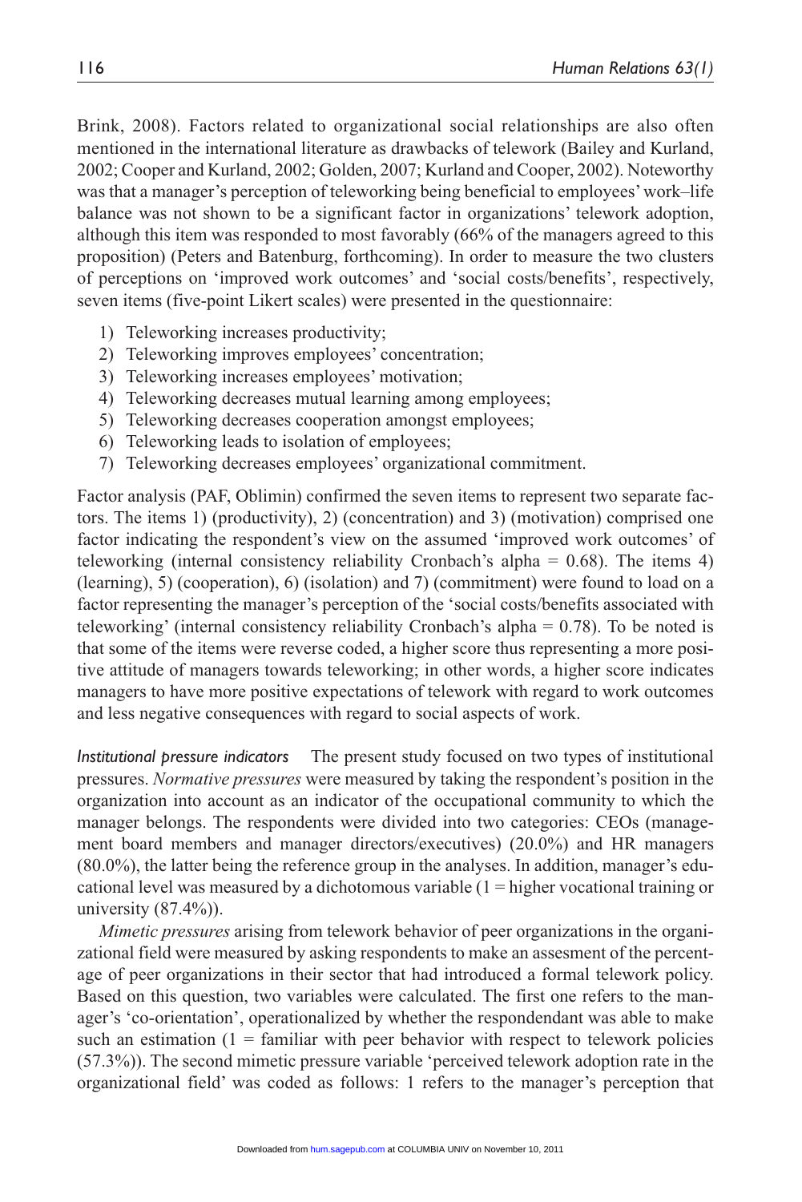Brink, 2008). Factors related to organizational social relationships are also often mentioned in the international literature as drawbacks of telework (Bailey and Kurland, 2002; Cooper and Kurland, 2002; Golden, 2007; Kurland and Cooper, 2002). Noteworthy was that a manager's perception of teleworking being beneficial to employees' work–life balance was not shown to be a significant factor in organizations' telework adoption, although this item was responded to most favorably (66% of the managers agreed to this proposition) (Peters and Batenburg, forthcoming). In order to measure the two clusters of perceptions on 'improved work outcomes' and 'social costs/benefits', respectively, seven items (five-point Likert scales) were presented in the questionnaire:

1) Teleworking increases productivity;
2) Teleworking improves employees' concentration;
3) Teleworking increases employees' motivation;
4) Teleworking decreases mutual learning among employees;
5) Teleworking decreases cooperation amongst employees;
6) Teleworking leads to isolation of employees;
7) Teleworking decreases employees' organizational commitment.

Factor analysis (PAF, Oblimin) confirmed the seven items to represent two separate factors. The items 1) (productivity), 2) (concentration) and 3) (motivation) comprised one factor indicating the respondent's view on the assumed 'improved work outcomes' of teleworking (internal consistency reliability Cronbach's alpha = 0.68). The items 4) (learning), 5) (cooperation), 6) (isolation) and 7) (commitment) were found to load on a factor representing the manager's perception of the 'social costs/benefits associated with teleworking' (internal consistency reliability Cronbach's alpha = 0.78). To be noted is that some of the items were reverse coded, a higher score thus representing a more positive attitude of managers towards teleworking; in other words, a higher score indicates managers to have more positive expectations of telework with regard to work outcomes and less negative consequences with regard to social aspects of work.

*Institutional pressure indicators* The present study focused on two types of institutional pressures. *Normative pressures* were measured by taking the respondent's position in the organization into account as an indicator of the occupational community to which the manager belongs. The respondents were divided into two categories: CEOs (management board members and manager directors/executives) (20.0%) and HR managers (80.0%), the latter being the reference group in the analyses. In addition, manager's educational level was measured by a dichotomous variable (1 = higher vocational training or university (87.4%)).

*Mimetic pressures* arising from telework behavior of peer organizations in the organizational field were measured by asking respondents to make an assesment of the percentage of peer organizations in their sector that had introduced a formal telework policy. Based on this question, two variables were calculated. The first one refers to the manager's 'co-orientation', operationalized by whether the respondendant was able to make such an estimation (1 = familiar with peer behavior with respect to telework policies (57.3%)). The second mimetic pressure variable 'perceived telework adoption rate in the organizational field' was coded as follows: 1 refers to the manager's perception that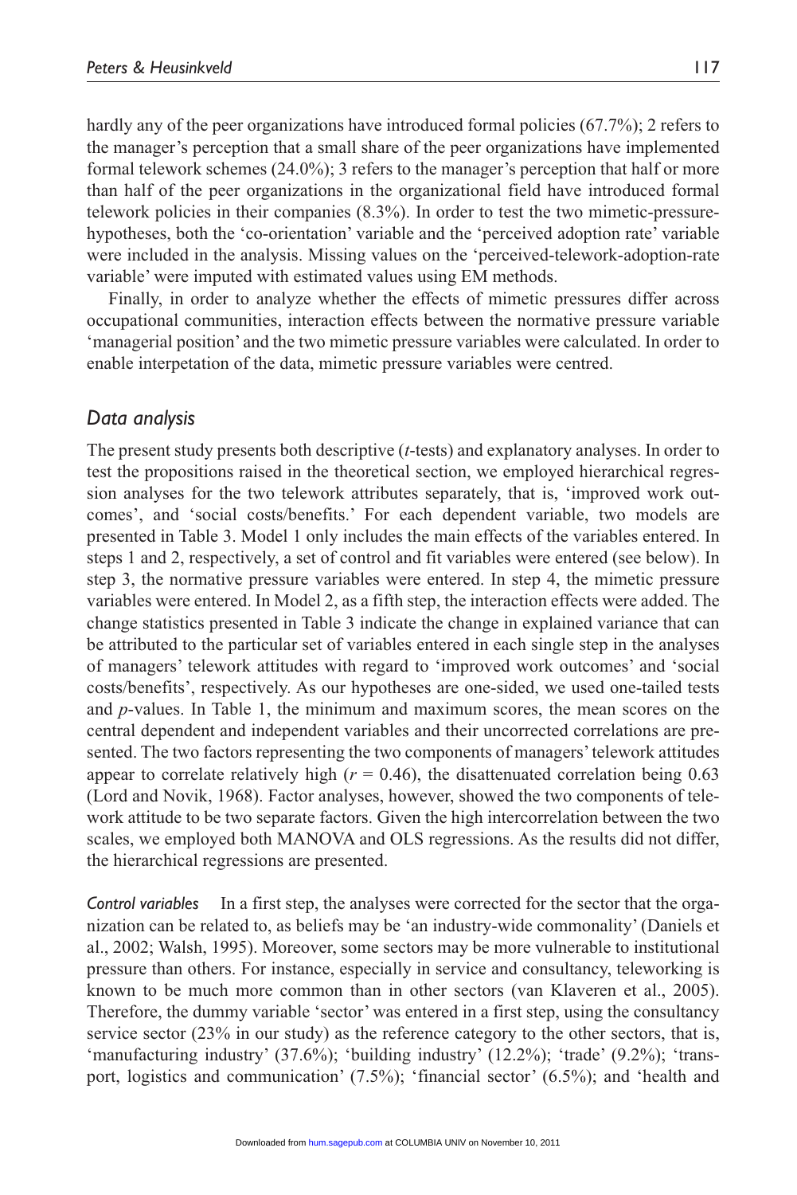hardly any of the peer organizations have introduced formal policies (67.7%); 2 refers to the manager's perception that a small share of the peer organizations have implemented formal telework schemes (24.0%); 3 refers to the manager's perception that half or more than half of the peer organizations in the organizational field have introduced formal telework policies in their companies (8.3%). In order to test the two mimetic-pressure-hypotheses, both the 'co-orientation' variable and the 'perceived adoption rate' variable were included in the analysis. Missing values on the 'perceived-telework-adoption-rate variable' were imputed with estimated values using EM methods.

Finally, in order to analyze whether the effects of mimetic pressures differ across occupational communities, interaction effects between the normative pressure variable 'managerial position' and the two mimetic pressure variables were calculated. In order to enable interpetation of the data, mimetic pressure variables were centred.

## *Data analysis*

The present study presents both descriptive (*t*-tests) and explanatory analyses. In order to test the propositions raised in the theoretical section, we employed hierarchical regression analyses for the two telework attributes separately, that is, 'improved work outcomes', and 'social costs/benefits.' For each dependent variable, two models are presented in Table 3. Model 1 only includes the main effects of the variables entered. In steps 1 and 2, respectively, a set of control and fit variables were entered (see below). In step 3, the normative pressure variables were entered. In step 4, the mimetic pressure variables were entered. In Model 2, as a fifth step, the interaction effects were added. The change statistics presented in Table 3 indicate the change in explained variance that can be attributed to the particular set of variables entered in each single step in the analyses of managers' telework attitudes with regard to 'improved work outcomes' and 'social costs/benefits', respectively. As our hypotheses are one-sided, we used one-tailed tests and *p*-values. In Table 1, the minimum and maximum scores, the mean scores on the central dependent and independent variables and their uncorrected correlations are presented. The two factors representing the two components of managers' telework attitudes appear to correlate relatively high ($r = 0.46$), the disattenuated correlation being 0.63 (Lord and Novik, 1968). Factor analyses, however, showed the two components of telework attitude to be two separate factors. Given the high intercorrelation between the two scales, we employed both MANOVA and OLS regressions. As the results did not differ, the hierarchical regressions are presented.

*Control variables* In a first step, the analyses were corrected for the sector that the organization can be related to, as beliefs may be 'an industry-wide commonality' (Daniels et al., 2002; Walsh, 1995). Moreover, some sectors may be more vulnerable to institutional pressure than others. For instance, especially in service and consultancy, teleworking is known to be much more common than in other sectors (van Klaveren et al., 2005). Therefore, the dummy variable 'sector' was entered in a first step, using the consultancy service sector (23% in our study) as the reference category to the other sectors, that is, 'manufacturing industry' (37.6%); 'building industry' (12.2%); 'trade' (9.2%); 'transport, logistics and communication' (7.5%); 'financial sector' (6.5%); and 'health and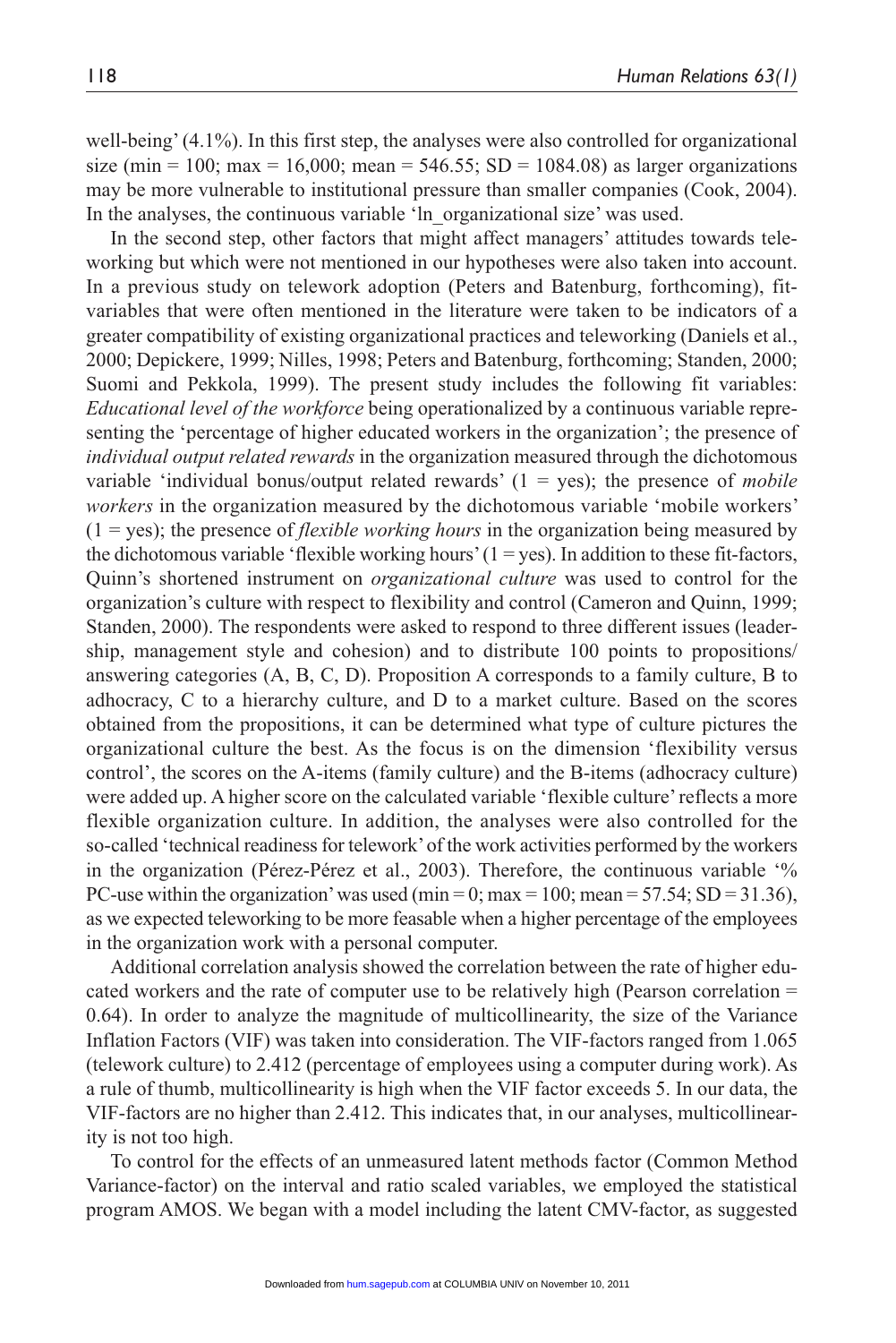well-being' (4.1%). In this first step, the analyses were also controlled for organizational size (min = 100; max = 16,000; mean = 546.55; SD = 1084.08) as larger organizations may be more vulnerable to institutional pressure than smaller companies (Cook, 2004). In the analyses, the continuous variable 'ln_organizational size' was used.

In the second step, other factors that might affect managers' attitudes towards teleworking but which were not mentioned in our hypotheses were also taken into account. In a previous study on telework adoption (Peters and Batenburg, forthcoming), fit-variables that were often mentioned in the literature were taken to be indicators of a greater compatibility of existing organizational practices and teleworking (Daniels et al., 2000; Depickere, 1999; Nilles, 1998; Peters and Batenburg, forthcoming; Standen, 2000; Suomi and Pekkola, 1999). The present study includes the following fit variables: *Educational level of the workforce* being operationalized by a continuous variable representing the 'percentage of higher educated workers in the organization'; the presence of *individual output related rewards* in the organization measured through the dichotomous variable 'individual bonus/output related rewards' (1 = yes); the presence of *mobile workers* in the organization measured by the dichotomous variable 'mobile workers' (1 = yes); the presence of *flexible working hours* in the organization being measured by the dichotomous variable 'flexible working hours' (1 = yes). In addition to these fit-factors, Quinn's shortened instrument on *organizational culture* was used to control for the organization's culture with respect to flexibility and control (Cameron and Quinn, 1999; Standen, 2000). The respondents were asked to respond to three different issues (leadership, management style and cohesion) and to distribute 100 points to propositions/answering categories (A, B, C, D). Proposition A corresponds to a family culture, B to adhocracy, C to a hierarchy culture, and D to a market culture. Based on the scores obtained from the propositions, it can be determined what type of culture pictures the organizational culture the best. As the focus is on the dimension 'flexibility versus control', the scores on the A-items (family culture) and the B-items (adhocracy culture) were added up. A higher score on the calculated variable 'flexible culture' reflects a more flexible organization culture. In addition, the analyses were also controlled for the so-called 'technical readiness for telework' of the work activities performed by the workers in the organization (Pérez-Pérez et al., 2003). Therefore, the continuous variable '% PC-use within the organization' was used (min = 0; max = 100; mean = 57.54; SD = 31.36), as we expected teleworking to be more feasable when a higher percentage of the employees in the organization work with a personal computer.

Additional correlation analysis showed the correlation between the rate of higher educated workers and the rate of computer use to be relatively high (Pearson correlation = 0.64). In order to analyze the magnitude of multicollinearity, the size of the Variance Inflation Factors (VIF) was taken into consideration. The VIF-factors ranged from 1.065 (telework culture) to 2.412 (percentage of employees using a computer during work). As a rule of thumb, multicollinearity is high when the VIF factor exceeds 5. In our data, the VIF-factors are no higher than 2.412. This indicates that, in our analyses, multicollinearity is not too high.

To control for the effects of an unmeasured latent methods factor (Common Method Variance-factor) on the interval and ratio scaled variables, we employed the statistical program AMOS. We began with a model including the latent CMV-factor, as suggested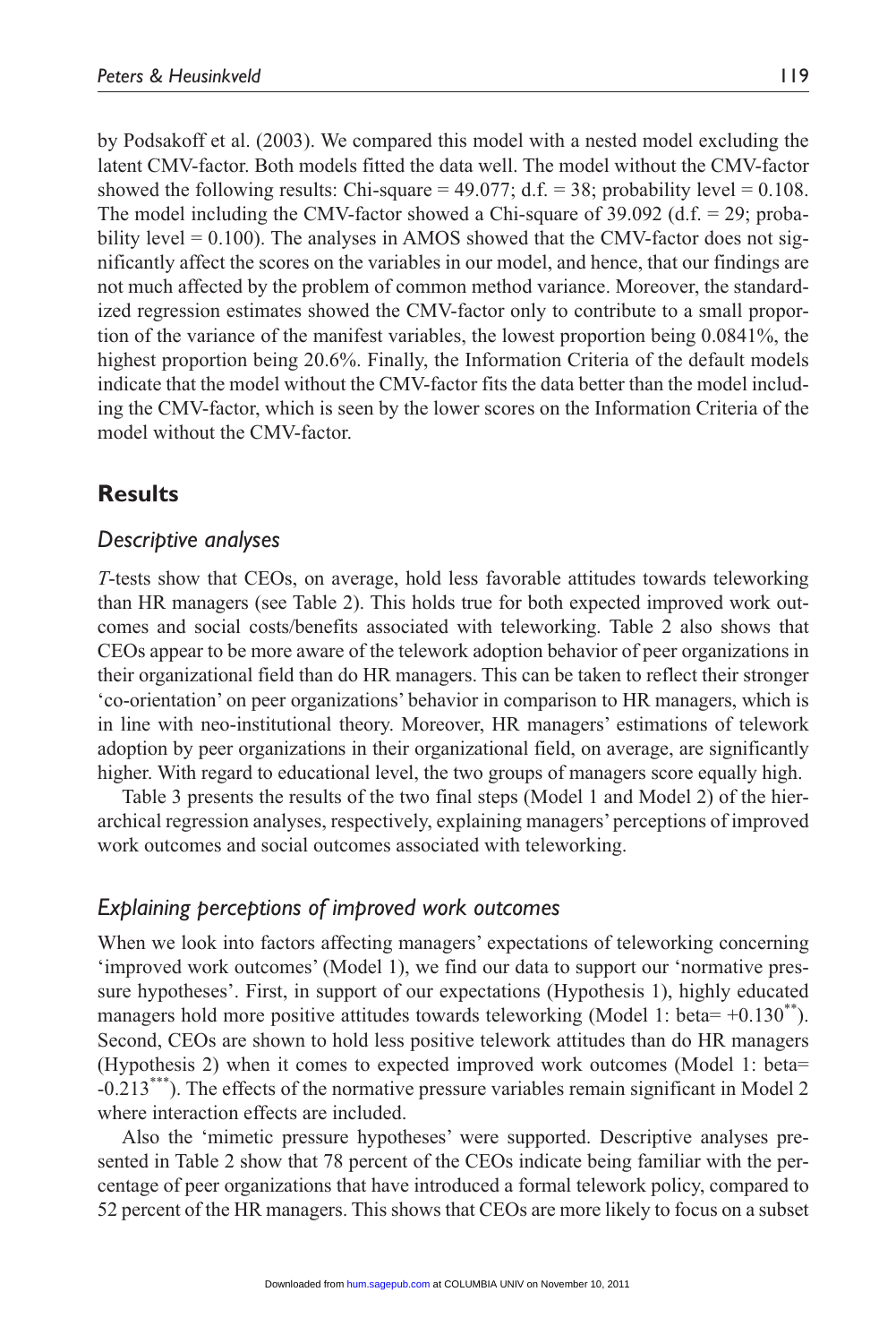by Podsakoff et al. (2003). We compared this model with a nested model excluding the latent CMV-factor. Both models fitted the data well. The model without the CMV-factor showed the following results: Chi-square = 49.077; d.f. = 38; probability level = 0.108. The model including the CMV-factor showed a Chi-square of 39.092 (d.f. = 29; probability level = 0.100). The analyses in AMOS showed that the CMV-factor does not significantly affect the scores on the variables in our model, and hence, that our findings are not much affected by the problem of common method variance. Moreover, the standardized regression estimates showed the CMV-factor only to contribute to a small proportion of the variance of the manifest variables, the lowest proportion being 0.0841%, the highest proportion being 20.6%. Finally, the Information Criteria of the default models indicate that the model without the CMV-factor fits the data better than the model including the CMV-factor, which is seen by the lower scores on the Information Criteria of the model without the CMV-factor.

## Results

### *Descriptive analyses*

*T*-tests show that CEOs, on average, hold less favorable attitudes towards teleworking than HR managers (see Table 2). This holds true for both expected improved work outcomes and social costs/benefits associated with teleworking. Table 2 also shows that CEOs appear to be more aware of the telework adoption behavior of peer organizations in their organizational field than do HR managers. This can be taken to reflect their stronger 'co-orientation' on peer organizations' behavior in comparison to HR managers, which is in line with neo-institutional theory. Moreover, HR managers' estimations of telework adoption by peer organizations in their organizational field, on average, are significantly higher. With regard to educational level, the two groups of managers score equally high.

Table 3 presents the results of the two final steps (Model 1 and Model 2) of the hierarchical regression analyses, respectively, explaining managers' perceptions of improved work outcomes and social outcomes associated with teleworking.

### *Explaining perceptions of improved work outcomes*

When we look into factors affecting managers' expectations of teleworking concerning 'improved work outcomes' (Model 1), we find our data to support our 'normative pressure hypotheses'. First, in support of our expectations (Hypothesis 1), highly educated managers hold more positive attitudes towards teleworking (Model 1: beta= $+0.130^{**}$). Second, CEOs are shown to hold less positive telework attitudes than do HR managers (Hypothesis 2) when it comes to expected improved work outcomes (Model 1: beta= $-0.213^{***}$). The effects of the normative pressure variables remain significant in Model 2 where interaction effects are included.

Also the 'mimetic pressure hypotheses' were supported. Descriptive analyses presented in Table 2 show that 78 percent of the CEOs indicate being familiar with the percentage of peer organizations that have introduced a formal telework policy, compared to 52 percent of the HR managers. This shows that CEOs are more likely to focus on a subset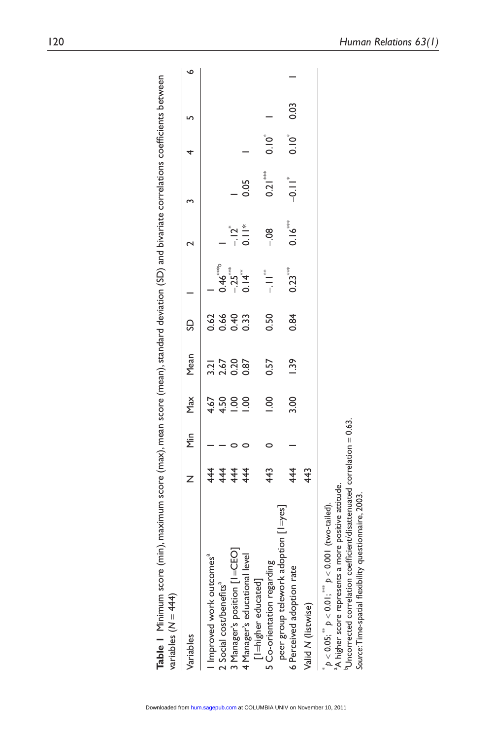**Table 1** Minimum score (min), maximum score (max), mean score (mean), standard deviation (SD) and bivariate correlations coefficients between variables ($N = 444$)

| Variables | N | Min | Max | Mean | SD | 1 | 2 | 3 | 4 | 5 | 6 |
|---|---|---|---|---|---|---|---|---|---|---|---|
| 1 Improved work outcomes[a] | 444 | 1 | 4.67 | 3.21 | 0.62 | – | | | | | |
| 2 Social cost/benefits[a] | 444 | 1 | 4.50 | 2.67 | 0.66 | 0.46***[b] | – | | | | |
| 3 Manager's position [1=CEO] | 444 | 0 | 1.00 | 0.20 | 0.40 | –.25*** | –.12* | – | | | |
| 4 Manager's educational level [1=higher educated] | 444 | 0 | 1.00 | 0.87 | 0.33 | 0.14** | 0.11* | 0.05 | – | | |
| 5 Co-orientation regarding peer group telework adoption [1=yes] | 443 | 0 | 1.00 | 0.57 | 0.50 | –.11** | –.08 | 0.21*** | 0.10* | – | |
| 6 Perceived adoption rate | 444 | 1 | 3.00 | 1.39 | 0.84 | 0.23*** | 0.16*** | –0.11* | 0.10* | 0.03 | – |
| Valid N (listwise) | 443 | | | | | | | | | | |

\* $p < 0.05$; \*\* $p < 0.01$; \*\*\* $p < 0.001$ (two-tailed).

[a] A higher score represents a more positive attitude.

[b] Uncorrected correlation coefficient/disattenuated correlation = 0.63.

*Source*: Time-spatial flexibility questionnaire, 2003.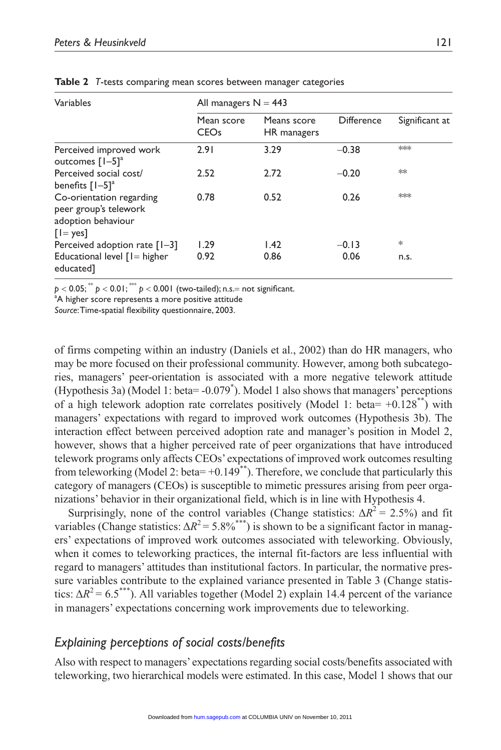**Table 2** *T*-tests comparing mean scores between manager categories

| Variables | All managers N = 443 | | | |
|---|---|---|---|---|
| | Mean score CEOs | Means score HR managers | Difference | Significant at |
| Perceived improved work outcomes [1–5][a] | 2.91 | 3.29 | −0.38 | *** |
| Perceived social cost/ benefits [1–5][a] | 2.52 | 2.72 | −0.20 | ** |
| Co-orientation regarding peer group's telework adoption behaviour [1= yes] | 0.78 | 0.52 | 0.26 | *** |
| Perceived adoption rate [1–3] | 1.29 | 1.42 | −0.13 | * |
| Educational level [1= higher educated] | 0.92 | 0.86 | 0.06 | n.s. |

$p < 0.05$; ** $p < 0.01$; *** $p < 0.001$ (two-tailed); n.s.= not significant.
[a]A higher score represents a more positive attitude
*Source*: Time-spatial flexibility questionnaire, 2003.

of firms competing within an industry (Daniels et al., 2002) than do HR managers, who may be more focused on their professional community. However, among both subcategories, managers' peer-orientation is associated with a more negative telework attitude (Hypothesis 3a) (Model 1: beta= -0.079*). Model 1 also shows that managers' perceptions of a high telework adoption rate correlates positively (Model 1: beta= +0.128**) with managers' expectations with regard to improved work outcomes (Hypothesis 3b). The interaction effect between perceived adoption rate and manager's position in Model 2, however, shows that a higher perceived rate of peer organizations that have introduced telework programs only affects CEOs' expectations of improved work outcomes resulting from teleworking (Model 2: beta= +0.149**). Therefore, we conclude that particularly this category of managers (CEOs) is susceptible to mimetic pressures arising from peer organizations' behavior in their organizational field, which is in line with Hypothesis 4.

Surprisingly, none of the control variables (Change statistics: $\Delta R^2 = 2.5\%$) and fit variables (Change statistics: $\Delta R^2 = 5.8\%^{***}$) is shown to be a significant factor in managers' expectations of improved work outcomes associated with teleworking. Obviously, when it comes to teleworking practices, the internal fit-factors are less influential with regard to managers' attitudes than institutional factors. In particular, the normative pressure variables contribute to the explained variance presented in Table 3 (Change statistics: $\Delta R^2 = 6.5^{***}$). All variables together (Model 2) explain 14.4 percent of the variance in managers' expectations concerning work improvements due to teleworking.

## *Explaining perceptions of social costs/benefits*

Also with respect to managers' expectations regarding social costs/benefits associated with teleworking, two hierarchical models were estimated. In this case, Model 1 shows that our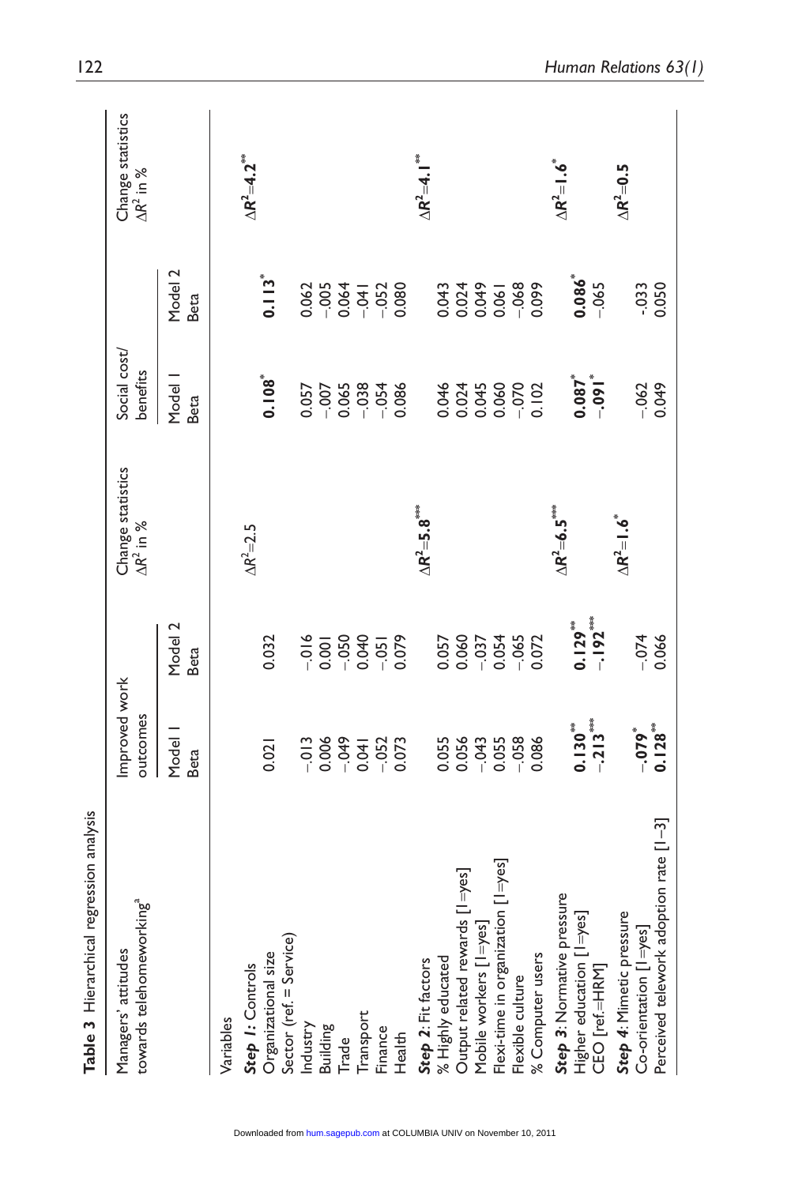**Table 3** Hierarchical regression analysis

| Managers' attitudes towards telehomeworking[a] | Improved work outcomes | | Change statistics $\Delta R^2$ in % | Social cost/ benefits | | Change statistics $\Delta R^2$ in % |
|---|---|---|---|---|---|---|
| | Model 1 Beta | Model 2 Beta | | Model 1 Beta | Model 2 Beta | |
| Variables | | | | | | |
| ***Step 1***: Controls | | | $\Delta R^2$=2.5 | | | $\Delta R^2$=**4.2**[**] |
| Organizational size | 0.021 | 0.032 | | **0.108**[*] | **0.113**[*] | |
| Sector (ref. = Service) | | | | | | |
| Industry | -.013 | -.016 | | 0.057 | 0.062 | |
| Building | 0.006 | 0.001 | | -.007 | -.005 | |
| Trade | -.049 | -.050 | | 0.065 | 0.064 | |
| Transport | 0.041 | 0.040 | | -.038 | -.041 | |
| Finance | -.052 | -.051 | | -.054 | -.052 | |
| Health | 0.073 | 0.079 | | 0.086 | 0.080 | |
| ***Step 2***: Fit factors | | | $\Delta R^2$=**5.8**[***] | | | $\Delta R^2$=**4.1**[**] |
| % Highly educated | 0.055 | 0.057 | | 0.046 | 0.043 | |
| Output related rewards [1=yes] | 0.056 | 0.060 | | 0.024 | 0.024 | |
| Mobile workers [1=yes] | -.043 | -.037 | | 0.045 | 0.049 | |
| Flexi-time in organization [1=yes] | 0.055 | 0.054 | | 0.060 | 0.061 | |
| Flexible culture | -.058 | -.065 | | -.070 | -.068 | |
| % Computer users | 0.086 | 0.072 | | 0.102 | 0.099 | |
| ***Step 3***: Normative pressure | | | $\Delta R^2$=**6.5**[***] | | | $\Delta R^2$=**1.6**[*] |
| Higher education [1=yes] | **0.130**[**] | **0.129**[**] | | **0.087**[*] | **0.086**[*] | |
| CEO [ref.=HRM] | **-.213**[***] | **-.192**[***] | | **-.091**[*] | -.065 | |
| ***Step 4***: Mimetic pressure | | | $\Delta R^2$=**1.6**[*] | | | $\Delta R^2$=**0.5** |
| Co-orientation [1=yes] | **-.079**[*] | -.074 | | -.062 | -.033 | |
| Perceived telework adoption rate [1–3] | **0.128**[**] | 0.066 | | 0.049 | 0.050 | |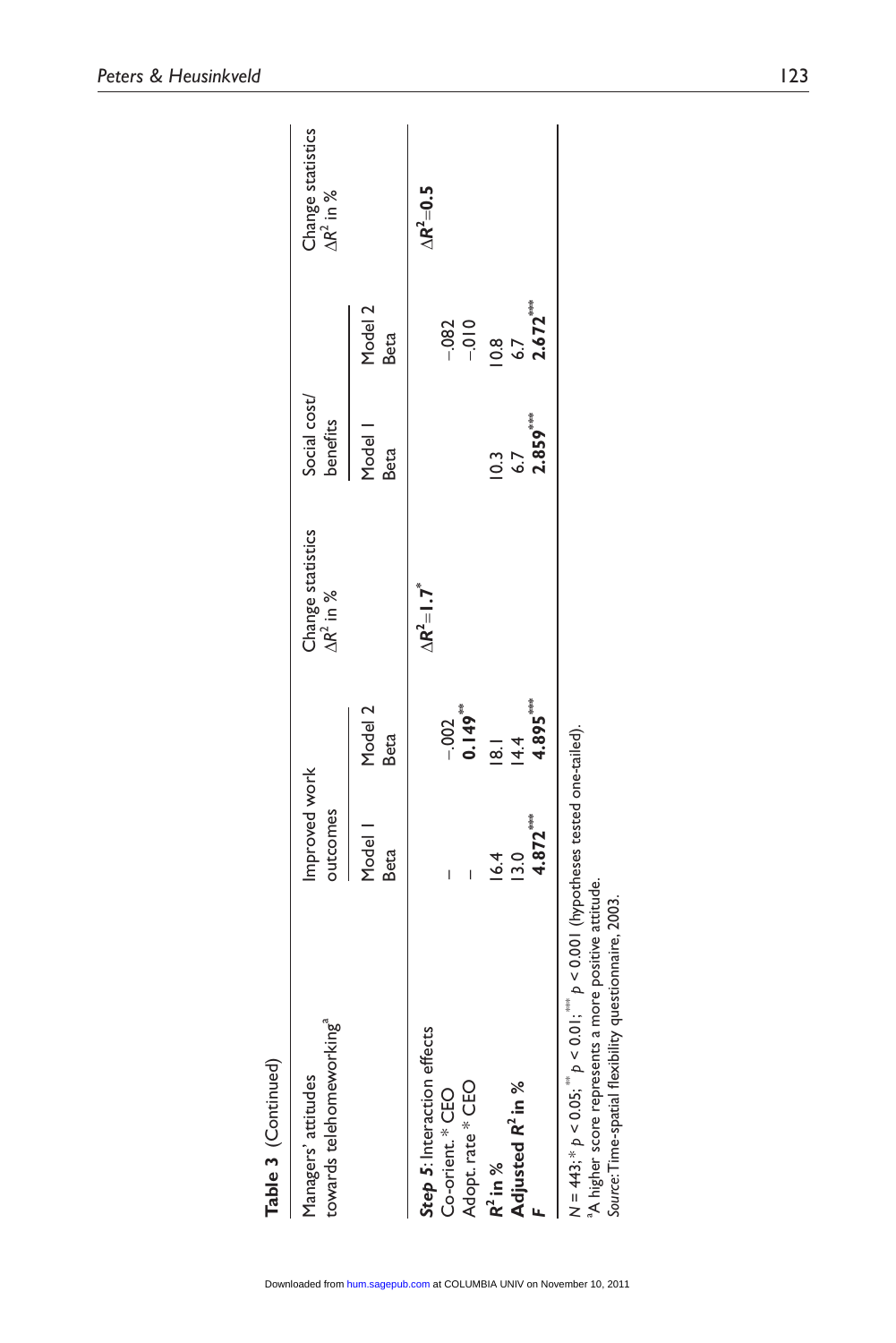**Table 3** (Continued)

| Managers' attitudes towards telehomeworking[a] | Improved work outcomes | | Change statistics $\Delta R^2$ in % | Social cost/ benefits | | Change statistics $\Delta R^2$ in % |
|---|---|---|---|---|---|---|
| | Model 1 Beta | Model 2 Beta | | Model 1 Beta | Model 2 Beta | |
| ***Step 5***: Interaction effects | | | $\boldsymbol{\Delta R^2 = 1.7^{*}}$ | | | $\boldsymbol{\Delta R^2 = 0.5}$ |
| Co-orient. * CEO | – | −.002 | | | −.082 | |
| Adopt. rate * CEO | – | **0.149**$^{**}$ | | | −.010 | |
| $\boldsymbol{R^2}$ **in %** | 16.4 | 18.1 | | 10.3 | 10.8 | |
| **Adjusted** $\boldsymbol{R^2}$ **in %** | 13.0 | 14.4 | | 6.7 | 6.7 | |
| ***F*** | **4.872**$^{***}$ | **4.895**$^{***}$ | | **2.859**$^{***}$ | **2.672**$^{***}$ | |

$N = 443$; * $p < 0.05$; ** $p < 0.01$; *** $p < 0.001$ (hypotheses tested one-tailed).
[a]A higher score represents a more positive attitude.
*Source*: Time-spatial flexibility questionnaire, 2003.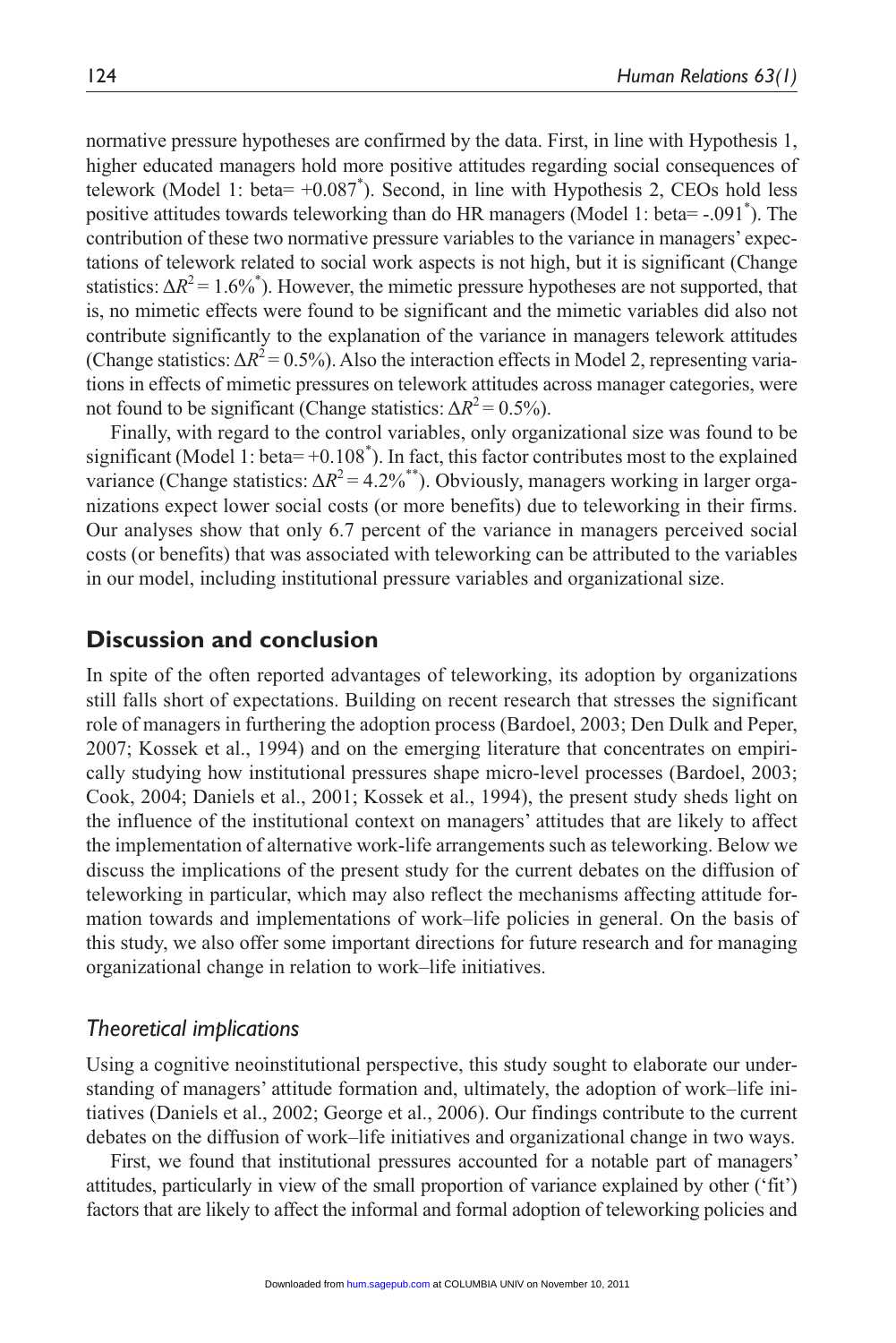normative pressure hypotheses are confirmed by the data. First, in line with Hypothesis 1, higher educated managers hold more positive attitudes regarding social consequences of telework (Model 1: beta= +0.087*). Second, in line with Hypothesis 2, CEOs hold less positive attitudes towards teleworking than do HR managers (Model 1: beta= -.091*). The contribution of these two normative pressure variables to the variance in managers' expectations of telework related to social work aspects is not high, but it is significant (Change statistics: $\Delta R^2 = 1.6\%^*$). However, the mimetic pressure hypotheses are not supported, that is, no mimetic effects were found to be significant and the mimetic variables did also not contribute significantly to the explanation of the variance in managers telework attitudes (Change statistics: $\Delta R^2 = 0.5\%$). Also the interaction effects in Model 2, representing variations in effects of mimetic pressures on telework attitudes across manager categories, were not found to be significant (Change statistics: $\Delta R^2 = 0.5\%$).

Finally, with regard to the control variables, only organizational size was found to be significant (Model 1: beta= +0.108*). In fact, this factor contributes most to the explained variance (Change statistics: $\Delta R^2 = 4.2\%^{**}$). Obviously, managers working in larger organizations expect lower social costs (or more benefits) due to teleworking in their firms. Our analyses show that only 6.7 percent of the variance in managers perceived social costs (or benefits) that was associated with teleworking can be attributed to the variables in our model, including institutional pressure variables and organizational size.

## Discussion and conclusion

In spite of the often reported advantages of teleworking, its adoption by organizations still falls short of expectations. Building on recent research that stresses the significant role of managers in furthering the adoption process (Bardoel, 2003; Den Dulk and Peper, 2007; Kossek et al., 1994) and on the emerging literature that concentrates on empirically studying how institutional pressures shape micro-level processes (Bardoel, 2003; Cook, 2004; Daniels et al., 2001; Kossek et al., 1994), the present study sheds light on the influence of the institutional context on managers' attitudes that are likely to affect the implementation of alternative work-life arrangements such as teleworking. Below we discuss the implications of the present study for the current debates on the diffusion of teleworking in particular, which may also reflect the mechanisms affecting attitude formation towards and implementations of work–life policies in general. On the basis of this study, we also offer some important directions for future research and for managing organizational change in relation to work–life initiatives.

### *Theoretical implications*

Using a cognitive neoinstitutional perspective, this study sought to elaborate our understanding of managers' attitude formation and, ultimately, the adoption of work–life initiatives (Daniels et al., 2002; George et al., 2006). Our findings contribute to the current debates on the diffusion of work–life initiatives and organizational change in two ways.

First, we found that institutional pressures accounted for a notable part of managers' attitudes, particularly in view of the small proportion of variance explained by other ('fit') factors that are likely to affect the informal and formal adoption of teleworking policies and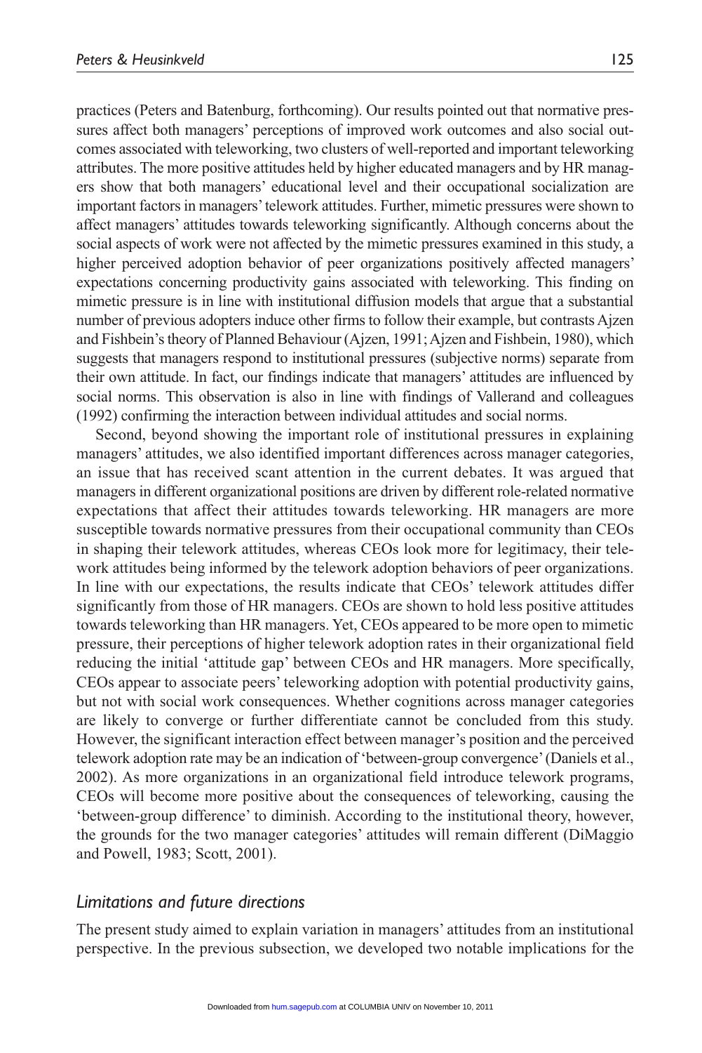practices (Peters and Batenburg, forthcoming). Our results pointed out that normative pressures affect both managers' perceptions of improved work outcomes and also social outcomes associated with teleworking, two clusters of well-reported and important teleworking attributes. The more positive attitudes held by higher educated managers and by HR managers show that both managers' educational level and their occupational socialization are important factors in managers' telework attitudes. Further, mimetic pressures were shown to affect managers' attitudes towards teleworking significantly. Although concerns about the social aspects of work were not affected by the mimetic pressures examined in this study, a higher perceived adoption behavior of peer organizations positively affected managers' expectations concerning productivity gains associated with teleworking. This finding on mimetic pressure is in line with institutional diffusion models that argue that a substantial number of previous adopters induce other firms to follow their example, but contrasts Ajzen and Fishbein's theory of Planned Behaviour (Ajzen, 1991; Ajzen and Fishbein, 1980), which suggests that managers respond to institutional pressures (subjective norms) separate from their own attitude. In fact, our findings indicate that managers' attitudes are influenced by social norms. This observation is also in line with findings of Vallerand and colleagues (1992) confirming the interaction between individual attitudes and social norms.

Second, beyond showing the important role of institutional pressures in explaining managers' attitudes, we also identified important differences across manager categories, an issue that has received scant attention in the current debates. It was argued that managers in different organizational positions are driven by different role-related normative expectations that affect their attitudes towards teleworking. HR managers are more susceptible towards normative pressures from their occupational community than CEOs in shaping their telework attitudes, whereas CEOs look more for legitimacy, their telework attitudes being informed by the telework adoption behaviors of peer organizations. In line with our expectations, the results indicate that CEOs' telework attitudes differ significantly from those of HR managers. CEOs are shown to hold less positive attitudes towards teleworking than HR managers. Yet, CEOs appeared to be more open to mimetic pressure, their perceptions of higher telework adoption rates in their organizational field reducing the initial 'attitude gap' between CEOs and HR managers. More specifically, CEOs appear to associate peers' teleworking adoption with potential productivity gains, but not with social work consequences. Whether cognitions across manager categories are likely to converge or further differentiate cannot be concluded from this study. However, the significant interaction effect between manager's position and the perceived telework adoption rate may be an indication of 'between-group convergence' (Daniels et al., 2002). As more organizations in an organizational field introduce telework programs, CEOs will become more positive about the consequences of teleworking, causing the 'between-group difference' to diminish. According to the institutional theory, however, the grounds for the two manager categories' attitudes will remain different (DiMaggio and Powell, 1983; Scott, 2001).

### *Limitations and future directions*

The present study aimed to explain variation in managers' attitudes from an institutional perspective. In the previous subsection, we developed two notable implications for the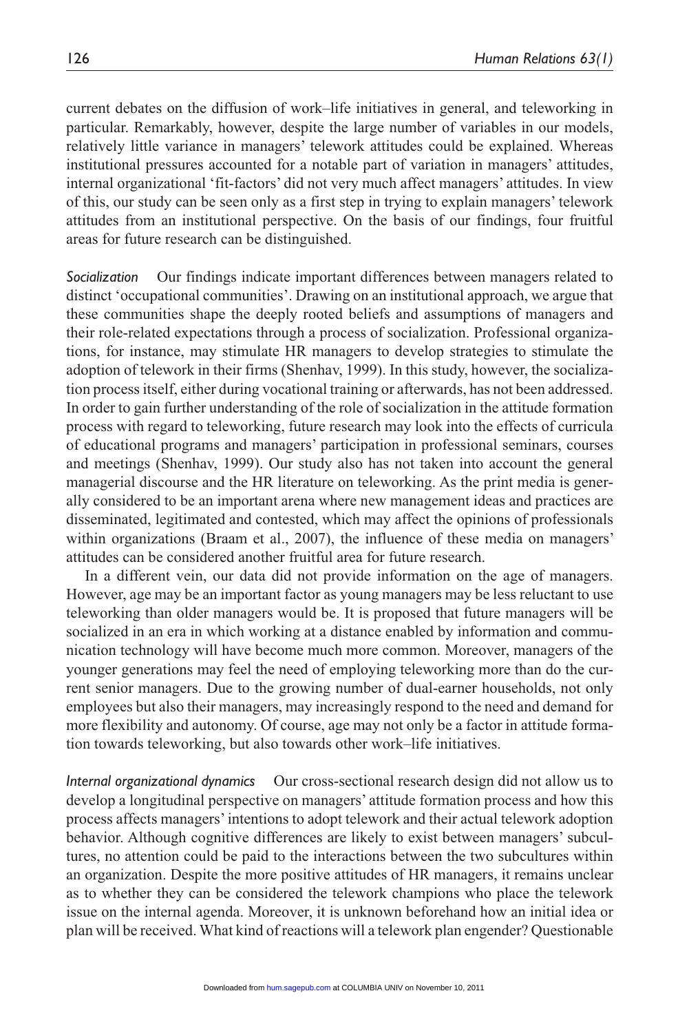current debates on the diffusion of work–life initiatives in general, and teleworking in particular. Remarkably, however, despite the large number of variables in our models, relatively little variance in managers' telework attitudes could be explained. Whereas institutional pressures accounted for a notable part of variation in managers' attitudes, internal organizational 'fit-factors' did not very much affect managers' attitudes. In view of this, our study can be seen only as a first step in trying to explain managers' telework attitudes from an institutional perspective. On the basis of our findings, four fruitful areas for future research can be distinguished.

*Socialization* Our findings indicate important differences between managers related to distinct 'occupational communities'. Drawing on an institutional approach, we argue that these communities shape the deeply rooted beliefs and assumptions of managers and their role-related expectations through a process of socialization. Professional organizations, for instance, may stimulate HR managers to develop strategies to stimulate the adoption of telework in their firms (Shenhav, 1999). In this study, however, the socialization process itself, either during vocational training or afterwards, has not been addressed. In order to gain further understanding of the role of socialization in the attitude formation process with regard to teleworking, future research may look into the effects of curricula of educational programs and managers' participation in professional seminars, courses and meetings (Shenhav, 1999). Our study also has not taken into account the general managerial discourse and the HR literature on teleworking. As the print media is generally considered to be an important arena where new management ideas and practices are disseminated, legitimated and contested, which may affect the opinions of professionals within organizations (Braam et al., 2007), the influence of these media on managers' attitudes can be considered another fruitful area for future research.

In a different vein, our data did not provide information on the age of managers. However, age may be an important factor as young managers may be less reluctant to use teleworking than older managers would be. It is proposed that future managers will be socialized in an era in which working at a distance enabled by information and communication technology will have become much more common. Moreover, managers of the younger generations may feel the need of employing teleworking more than do the current senior managers. Due to the growing number of dual-earner households, not only employees but also their managers, may increasingly respond to the need and demand for more flexibility and autonomy. Of course, age may not only be a factor in attitude formation towards teleworking, but also towards other work–life initiatives.

*Internal organizational dynamics* Our cross-sectional research design did not allow us to develop a longitudinal perspective on managers' attitude formation process and how this process affects managers' intentions to adopt telework and their actual telework adoption behavior. Although cognitive differences are likely to exist between managers' subcultures, no attention could be paid to the interactions between the two subcultures within an organization. Despite the more positive attitudes of HR managers, it remains unclear as to whether they can be considered the telework champions who place the telework issue on the internal agenda. Moreover, it is unknown beforehand how an initial idea or plan will be received. What kind of reactions will a telework plan engender? Questionable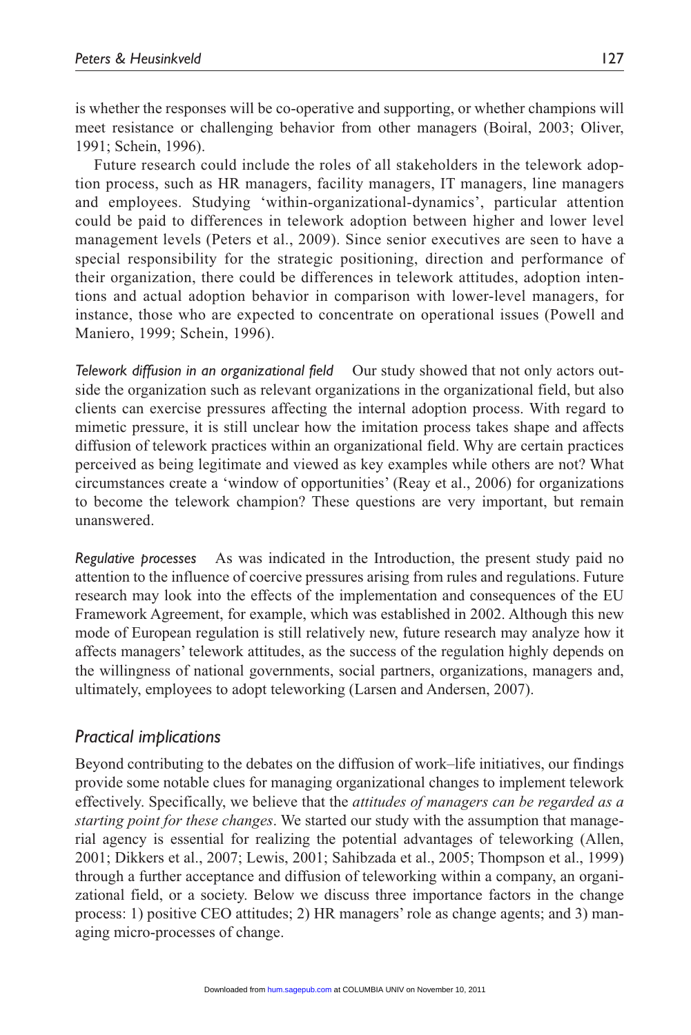is whether the responses will be co-operative and supporting, or whether champions will meet resistance or challenging behavior from other managers (Boiral, 2003; Oliver, 1991; Schein, 1996).

Future research could include the roles of all stakeholders in the telework adoption process, such as HR managers, facility managers, IT managers, line managers and employees. Studying 'within-organizational-dynamics', particular attention could be paid to differences in telework adoption between higher and lower level management levels (Peters et al., 2009). Since senior executives are seen to have a special responsibility for the strategic positioning, direction and performance of their organization, there could be differences in telework attitudes, adoption intentions and actual adoption behavior in comparison with lower-level managers, for instance, those who are expected to concentrate on operational issues (Powell and Maniero, 1999; Schein, 1996).

*Telework diffusion in an organizational field* Our study showed that not only actors outside the organization such as relevant organizations in the organizational field, but also clients can exercise pressures affecting the internal adoption process. With regard to mimetic pressure, it is still unclear how the imitation process takes shape and affects diffusion of telework practices within an organizational field. Why are certain practices perceived as being legitimate and viewed as key examples while others are not? What circumstances create a 'window of opportunities' (Reay et al., 2006) for organizations to become the telework champion? These questions are very important, but remain unanswered.

*Regulative processes* As was indicated in the Introduction, the present study paid no attention to the influence of coercive pressures arising from rules and regulations. Future research may look into the effects of the implementation and consequences of the EU Framework Agreement, for example, which was established in 2002. Although this new mode of European regulation is still relatively new, future research may analyze how it affects managers' telework attitudes, as the success of the regulation highly depends on the willingness of national governments, social partners, organizations, managers and, ultimately, employees to adopt teleworking (Larsen and Andersen, 2007).

## *Practical implications*

Beyond contributing to the debates on the diffusion of work–life initiatives, our findings provide some notable clues for managing organizational changes to implement telework effectively. Specifically, we believe that the *attitudes of managers can be regarded as a starting point for these changes*. We started our study with the assumption that managerial agency is essential for realizing the potential advantages of teleworking (Allen, 2001; Dikkers et al., 2007; Lewis, 2001; Sahibzada et al., 2005; Thompson et al., 1999) through a further acceptance and diffusion of teleworking within a company, an organizational field, or a society. Below we discuss three importance factors in the change process: 1) positive CEO attitudes; 2) HR managers' role as change agents; and 3) managing micro-processes of change.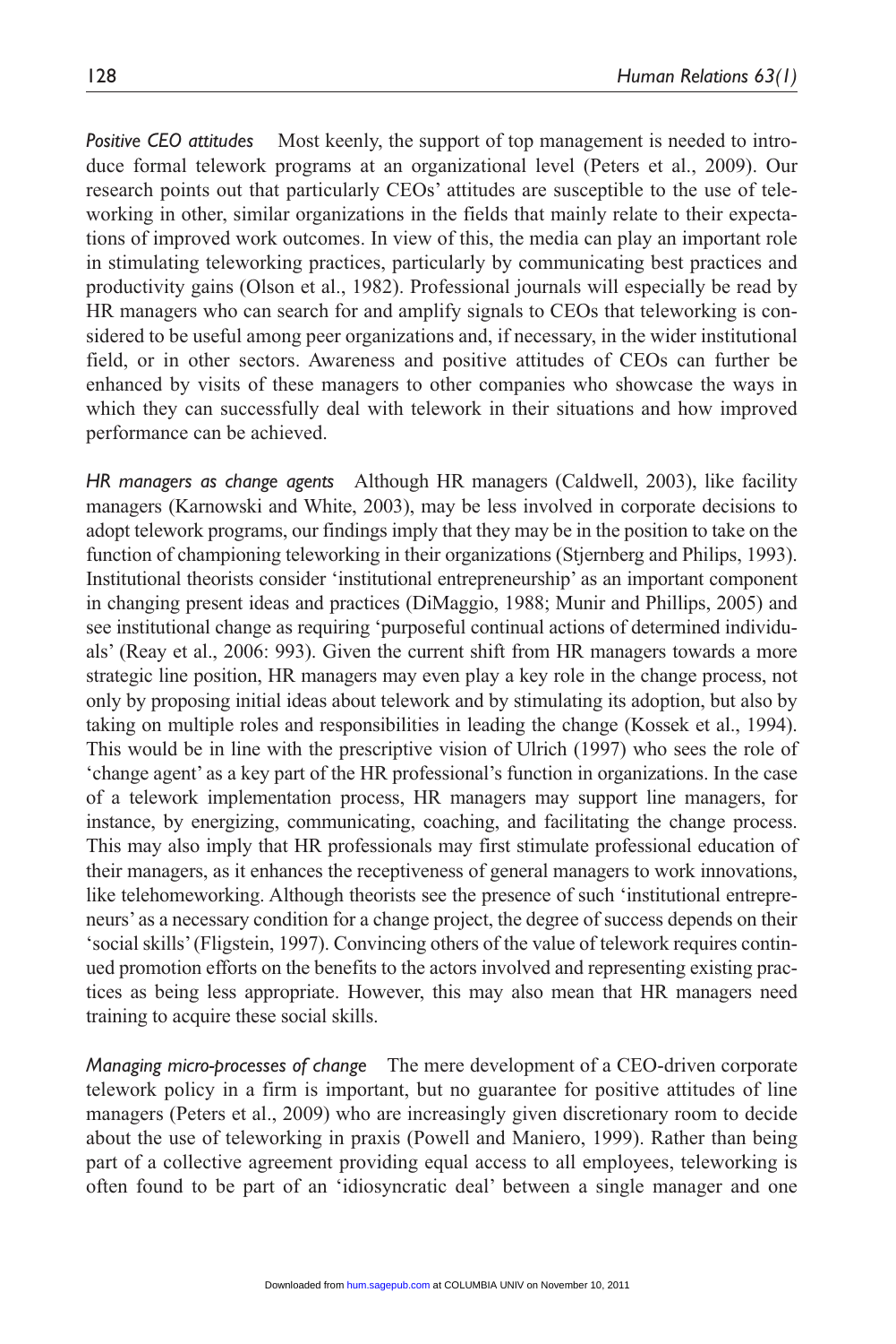*Positive CEO attitudes* Most keenly, the support of top management is needed to introduce formal telework programs at an organizational level (Peters et al., 2009). Our research points out that particularly CEOs' attitudes are susceptible to the use of teleworking in other, similar organizations in the fields that mainly relate to their expectations of improved work outcomes. In view of this, the media can play an important role in stimulating teleworking practices, particularly by communicating best practices and productivity gains (Olson et al., 1982). Professional journals will especially be read by HR managers who can search for and amplify signals to CEOs that teleworking is considered to be useful among peer organizations and, if necessary, in the wider institutional field, or in other sectors. Awareness and positive attitudes of CEOs can further be enhanced by visits of these managers to other companies who showcase the ways in which they can successfully deal with telework in their situations and how improved performance can be achieved.

*HR managers as change agents* Although HR managers (Caldwell, 2003), like facility managers (Karnowski and White, 2003), may be less involved in corporate decisions to adopt telework programs, our findings imply that they may be in the position to take on the function of championing teleworking in their organizations (Stjernberg and Philips, 1993). Institutional theorists consider 'institutional entrepreneurship' as an important component in changing present ideas and practices (DiMaggio, 1988; Munir and Phillips, 2005) and see institutional change as requiring 'purposeful continual actions of determined individuals' (Reay et al., 2006: 993). Given the current shift from HR managers towards a more strategic line position, HR managers may even play a key role in the change process, not only by proposing initial ideas about telework and by stimulating its adoption, but also by taking on multiple roles and responsibilities in leading the change (Kossek et al., 1994). This would be in line with the prescriptive vision of Ulrich (1997) who sees the role of 'change agent' as a key part of the HR professional's function in organizations. In the case of a telework implementation process, HR managers may support line managers, for instance, by energizing, communicating, coaching, and facilitating the change process. This may also imply that HR professionals may first stimulate professional education of their managers, as it enhances the receptiveness of general managers to work innovations, like telehomeworking. Although theorists see the presence of such 'institutional entrepreneurs' as a necessary condition for a change project, the degree of success depends on their 'social skills' (Fligstein, 1997). Convincing others of the value of telework requires continued promotion efforts on the benefits to the actors involved and representing existing practices as being less appropriate. However, this may also mean that HR managers need training to acquire these social skills.

*Managing micro-processes of change* The mere development of a CEO-driven corporate telework policy in a firm is important, but no guarantee for positive attitudes of line managers (Peters et al., 2009) who are increasingly given discretionary room to decide about the use of teleworking in praxis (Powell and Maniero, 1999). Rather than being part of a collective agreement providing equal access to all employees, teleworking is often found to be part of an 'idiosyncratic deal' between a single manager and one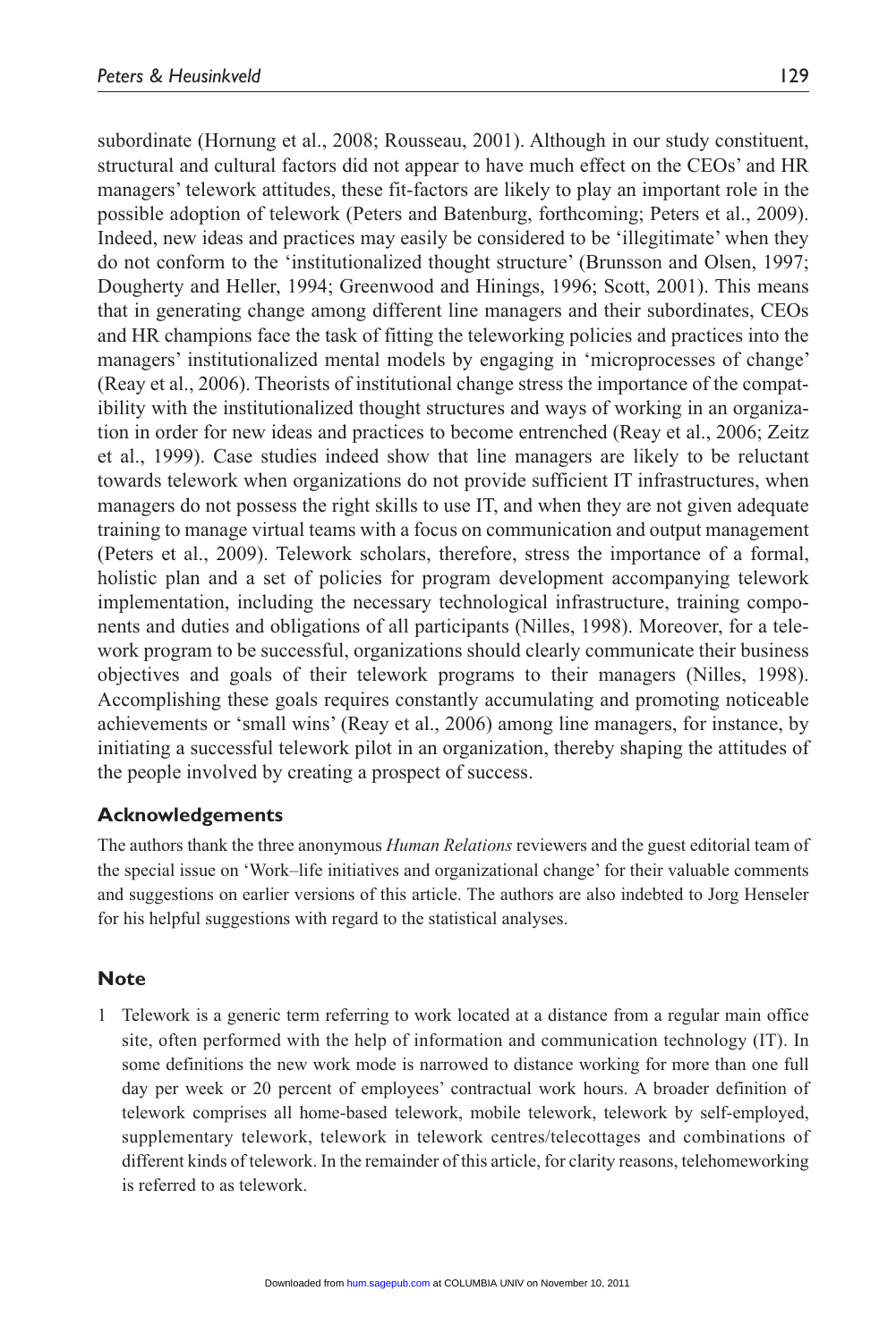subordinate (Hornung et al., 2008; Rousseau, 2001). Although in our study constituent, structural and cultural factors did not appear to have much effect on the CEOs' and HR managers' telework attitudes, these fit-factors are likely to play an important role in the possible adoption of telework (Peters and Batenburg, forthcoming; Peters et al., 2009). Indeed, new ideas and practices may easily be considered to be 'illegitimate' when they do not conform to the 'institutionalized thought structure' (Brunsson and Olsen, 1997; Dougherty and Heller, 1994; Greenwood and Hinings, 1996; Scott, 2001). This means that in generating change among different line managers and their subordinates, CEOs and HR champions face the task of fitting the teleworking policies and practices into the managers' institutionalized mental models by engaging in 'microprocesses of change' (Reay et al., 2006). Theorists of institutional change stress the importance of the compatibility with the institutionalized thought structures and ways of working in an organization in order for new ideas and practices to become entrenched (Reay et al., 2006; Zeitz et al., 1999). Case studies indeed show that line managers are likely to be reluctant towards telework when organizations do not provide sufficient IT infrastructures, when managers do not possess the right skills to use IT, and when they are not given adequate training to manage virtual teams with a focus on communication and output management (Peters et al., 2009). Telework scholars, therefore, stress the importance of a formal, holistic plan and a set of policies for program development accompanying telework implementation, including the necessary technological infrastructure, training components and duties and obligations of all participants (Nilles, 1998). Moreover, for a telework program to be successful, organizations should clearly communicate their business objectives and goals of their telework programs to their managers (Nilles, 1998). Accomplishing these goals requires constantly accumulating and promoting noticeable achievements or 'small wins' (Reay et al., 2006) among line managers, for instance, by initiating a successful telework pilot in an organization, thereby shaping the attitudes of the people involved by creating a prospect of success.

## Acknowledgements

The authors thank the three anonymous *Human Relations* reviewers and the guest editorial team of the special issue on 'Work–life initiatives and organizational change' for their valuable comments and suggestions on earlier versions of this article. The authors are also indebted to Jorg Henseler for his helpful suggestions with regard to the statistical analyses.

## Note

1 Telework is a generic term referring to work located at a distance from a regular main office site, often performed with the help of information and communication technology (IT). In some definitions the new work mode is narrowed to distance working for more than one full day per week or 20 percent of employees' contractual work hours. A broader definition of telework comprises all home-based telework, mobile telework, telework by self-employed, supplementary telework, telework in telework centres/telecottages and combinations of different kinds of telework. In the remainder of this article, for clarity reasons, telehomeworking is referred to as telework.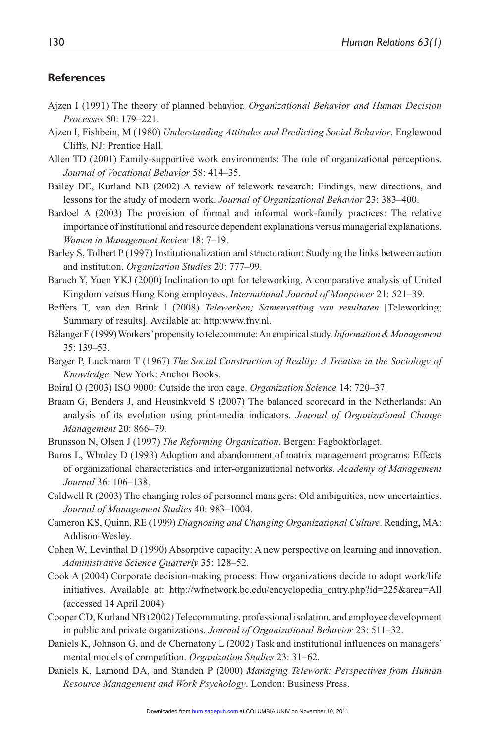## References

Ajzen I (1991) The theory of planned behavior. *Organizational Behavior and Human Decision Processes* 50: 179–221.

Ajzen I, Fishbein, M (1980) *Understanding Attitudes and Predicting Social Behavior*. Englewood Cliffs, NJ: Prentice Hall.

Allen TD (2001) Family-supportive work environments: The role of organizational perceptions. *Journal of Vocational Behavior* 58: 414–35.

Bailey DE, Kurland NB (2002) A review of telework research: Findings, new directions, and lessons for the study of modern work. *Journal of Organizational Behavior* 23: 383–400.

Bardoel A (2003) The provision of formal and informal work-family practices: The relative importance of institutional and resource dependent explanations versus managerial explanations. *Women in Management Review* 18: 7–19.

Barley S, Tolbert P (1997) Institutionalization and structuration: Studying the links between action and institution. *Organization Studies* 20: 777–99.

Baruch Y, Yuen YKJ (2000) Inclination to opt for teleworking. A comparative analysis of United Kingdom versus Hong Kong employees. *International Journal of Manpower* 21: 521–39.

Beffers T, van den Brink I (2008) *Telewerken; Samenvatting van resultaten* [Teleworking; Summary of results]. Available at: http:www.fnv.nl.

Bélanger F (1999) Workers' propensity to telecommute: An empirical study. *Information & Management* 35: 139–53.

Berger P, Luckmann T (1967) *The Social Construction of Reality: A Treatise in the Sociology of Knowledge*. New York: Anchor Books.

Boiral O (2003) ISO 9000: Outside the iron cage. *Organization Science* 14: 720–37.

Braam G, Benders J, and Heusinkveld S (2007) The balanced scorecard in the Netherlands: An analysis of its evolution using print-media indicators. *Journal of Organizational Change Management* 20: 866–79.

Brunsson N, Olsen J (1997) *The Reforming Organization*. Bergen: Fagbokforlaget.

Burns L, Wholey D (1993) Adoption and abandonment of matrix management programs: Effects of organizational characteristics and inter-organizational networks. *Academy of Management Journal* 36: 106–138.

Caldwell R (2003) The changing roles of personnel managers: Old ambiguities, new uncertainties. *Journal of Management Studies* 40: 983–1004.

Cameron KS, Quinn, RE (1999) *Diagnosing and Changing Organizational Culture*. Reading, MA: Addison-Wesley.

Cohen W, Levinthal D (1990) Absorptive capacity: A new perspective on learning and innovation. *Administrative Science Quarterly* 35: 128–52.

Cook A (2004) Corporate decision-making process: How organizations decide to adopt work/life initiatives. Available at: http://wfnetwork.bc.edu/encyclopedia_entry.php?id=225&area=All (accessed 14 April 2004).

Cooper CD, Kurland NB (2002) Telecommuting, professional isolation, and employee development in public and private organizations. *Journal of Organizational Behavior* 23: 511–32.

Daniels K, Johnson G, and de Chernatony L (2002) Task and institutional influences on managers' mental models of competition. *Organization Studies* 23: 31–62.

Daniels K, Lamond DA, and Standen P (2000) *Managing Telework: Perspectives from Human Resource Management and Work Psychology*. London: Business Press.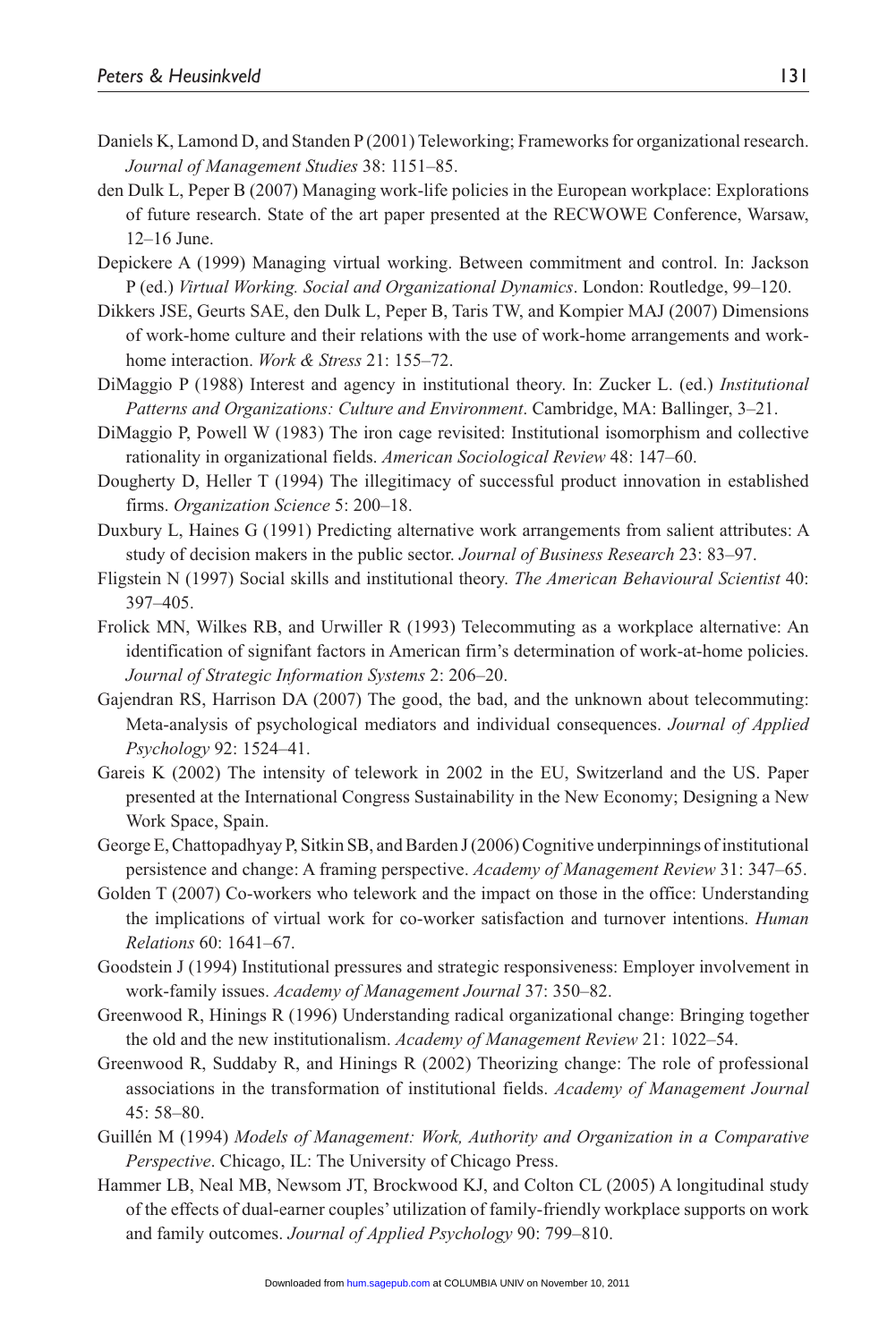Daniels K, Lamond D, and Standen P (2001) Teleworking; Frameworks for organizational research. *Journal of Management Studies* 38: 1151–85.

den Dulk L, Peper B (2007) Managing work-life policies in the European workplace: Explorations of future research. State of the art paper presented at the RECWOWE Conference, Warsaw, 12–16 June.

Depickere A (1999) Managing virtual working. Between commitment and control. In: Jackson P (ed.) *Virtual Working. Social and Organizational Dynamics*. London: Routledge, 99–120.

Dikkers JSE, Geurts SAE, den Dulk L, Peper B, Taris TW, and Kompier MAJ (2007) Dimensions of work-home culture and their relations with the use of work-home arrangements and work-home interaction. *Work & Stress* 21: 155–72.

DiMaggio P (1988) Interest and agency in institutional theory. In: Zucker L. (ed.) *Institutional Patterns and Organizations: Culture and Environment*. Cambridge, MA: Ballinger, 3–21.

DiMaggio P, Powell W (1983) The iron cage revisited: Institutional isomorphism and collective rationality in organizational fields. *American Sociological Review* 48: 147–60.

Dougherty D, Heller T (1994) The illegitimacy of successful product innovation in established firms. *Organization Science* 5: 200–18.

Duxbury L, Haines G (1991) Predicting alternative work arrangements from salient attributes: A study of decision makers in the public sector. *Journal of Business Research* 23: 83–97.

Fligstein N (1997) Social skills and institutional theory. *The American Behavioural Scientist* 40: 397–405.

Frolick MN, Wilkes RB, and Urwiller R (1993) Telecommuting as a workplace alternative: An identification of signifant factors in American firm's determination of work-at-home policies. *Journal of Strategic Information Systems* 2: 206–20.

Gajendran RS, Harrison DA (2007) The good, the bad, and the unknown about telecommuting: Meta-analysis of psychological mediators and individual consequences. *Journal of Applied Psychology* 92: 1524–41.

Gareis K (2002) The intensity of telework in 2002 in the EU, Switzerland and the US. Paper presented at the International Congress Sustainability in the New Economy; Designing a New Work Space, Spain.

George E, Chattopadhyay P, Sitkin SB, and Barden J (2006) Cognitive underpinnings of institutional persistence and change: A framing perspective. *Academy of Management Review* 31: 347–65.

Golden T (2007) Co-workers who telework and the impact on those in the office: Understanding the implications of virtual work for co-worker satisfaction and turnover intentions. *Human Relations* 60: 1641–67.

Goodstein J (1994) Institutional pressures and strategic responsiveness: Employer involvement in work-family issues. *Academy of Management Journal* 37: 350–82.

Greenwood R, Hinings R (1996) Understanding radical organizational change: Bringing together the old and the new institutionalism. *Academy of Management Review* 21: 1022–54.

Greenwood R, Suddaby R, and Hinings R (2002) Theorizing change: The role of professional associations in the transformation of institutional fields. *Academy of Management Journal* 45: 58–80.

Guillén M (1994) *Models of Management: Work, Authority and Organization in a Comparative Perspective*. Chicago, IL: The University of Chicago Press.

Hammer LB, Neal MB, Newsom JT, Brockwood KJ, and Colton CL (2005) A longitudinal study of the effects of dual-earner couples' utilization of family-friendly workplace supports on work and family outcomes. *Journal of Applied Psychology* 90: 799–810.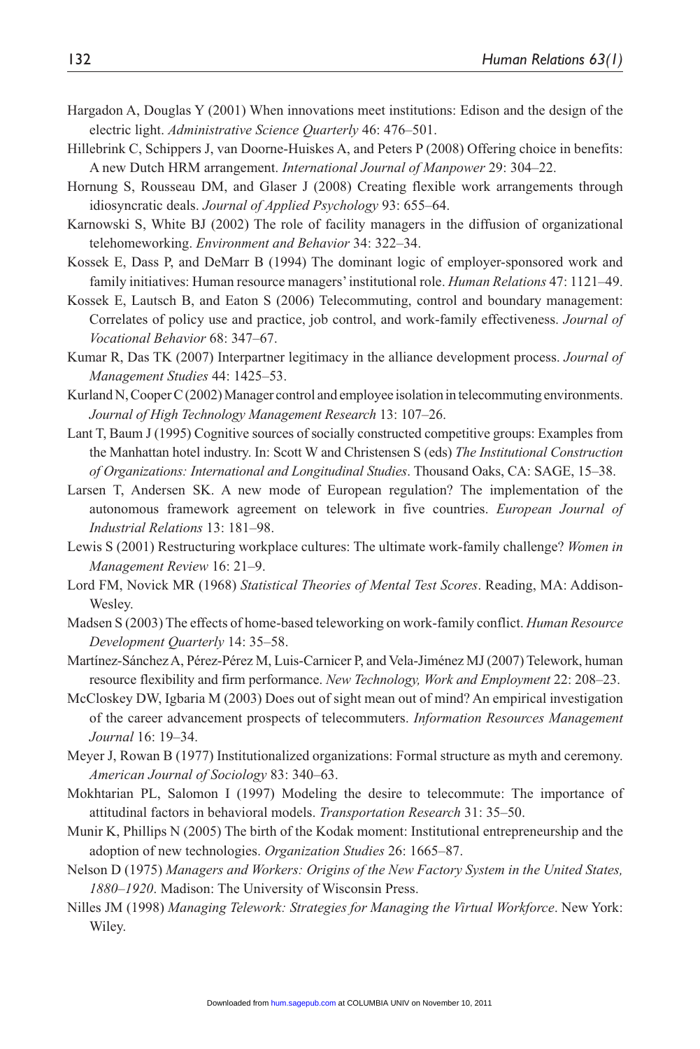Hargadon A, Douglas Y (2001) When innovations meet institutions: Edison and the design of the electric light. *Administrative Science Quarterly* 46: 476–501.

Hillebrink C, Schippers J, van Doorne-Huiskes A, and Peters P (2008) Offering choice in benefits: A new Dutch HRM arrangement. *International Journal of Manpower* 29: 304–22.

Hornung S, Rousseau DM, and Glaser J (2008) Creating flexible work arrangements through idiosyncratic deals. *Journal of Applied Psychology* 93: 655–64.

Karnowski S, White BJ (2002) The role of facility managers in the diffusion of organizational telehomeworking. *Environment and Behavior* 34: 322–34.

Kossek E, Dass P, and DeMarr B (1994) The dominant logic of employer-sponsored work and family initiatives: Human resource managers' institutional role. *Human Relations* 47: 1121–49.

Kossek E, Lautsch B, and Eaton S (2006) Telecommuting, control and boundary management: Correlates of policy use and practice, job control, and work-family effectiveness. *Journal of Vocational Behavior* 68: 347–67.

Kumar R, Das TK (2007) Interpartner legitimacy in the alliance development process. *Journal of Management Studies* 44: 1425–53.

Kurland N, Cooper C (2002) Manager control and employee isolation in telecommuting environments. *Journal of High Technology Management Research* 13: 107–26.

Lant T, Baum J (1995) Cognitive sources of socially constructed competitive groups: Examples from the Manhattan hotel industry. In: Scott W and Christensen S (eds) *The Institutional Construction of Organizations: International and Longitudinal Studies*. Thousand Oaks, CA: SAGE, 15–38.

Larsen T, Andersen SK. A new mode of European regulation? The implementation of the autonomous framework agreement on telework in five countries. *European Journal of Industrial Relations* 13: 181–98.

Lewis S (2001) Restructuring workplace cultures: The ultimate work-family challenge? *Women in Management Review* 16: 21–9.

Lord FM, Novick MR (1968) *Statistical Theories of Mental Test Scores*. Reading, MA: Addison-Wesley.

Madsen S (2003) The effects of home-based teleworking on work-family conflict. *Human Resource Development Quarterly* 14: 35–58.

Martínez-Sánchez A, Pérez-Pérez M, Luis-Carnicer P, and Vela-Jiménez MJ (2007) Telework, human resource flexibility and firm performance. *New Technology, Work and Employment* 22: 208–23.

McCloskey DW, Igbaria M (2003) Does out of sight mean out of mind? An empirical investigation of the career advancement prospects of telecommuters. *Information Resources Management Journal* 16: 19–34.

Meyer J, Rowan B (1977) Institutionalized organizations: Formal structure as myth and ceremony. *American Journal of Sociology* 83: 340–63.

Mokhtarian PL, Salomon I (1997) Modeling the desire to telecommute: The importance of attitudinal factors in behavioral models. *Transportation Research* 31: 35–50.

Munir K, Phillips N (2005) The birth of the Kodak moment: Institutional entrepreneurship and the adoption of new technologies. *Organization Studies* 26: 1665–87.

Nelson D (1975) *Managers and Workers: Origins of the New Factory System in the United States, 1880–1920*. Madison: The University of Wisconsin Press.

Nilles JM (1998) *Managing Telework: Strategies for Managing the Virtual Workforce*. New York: Wiley.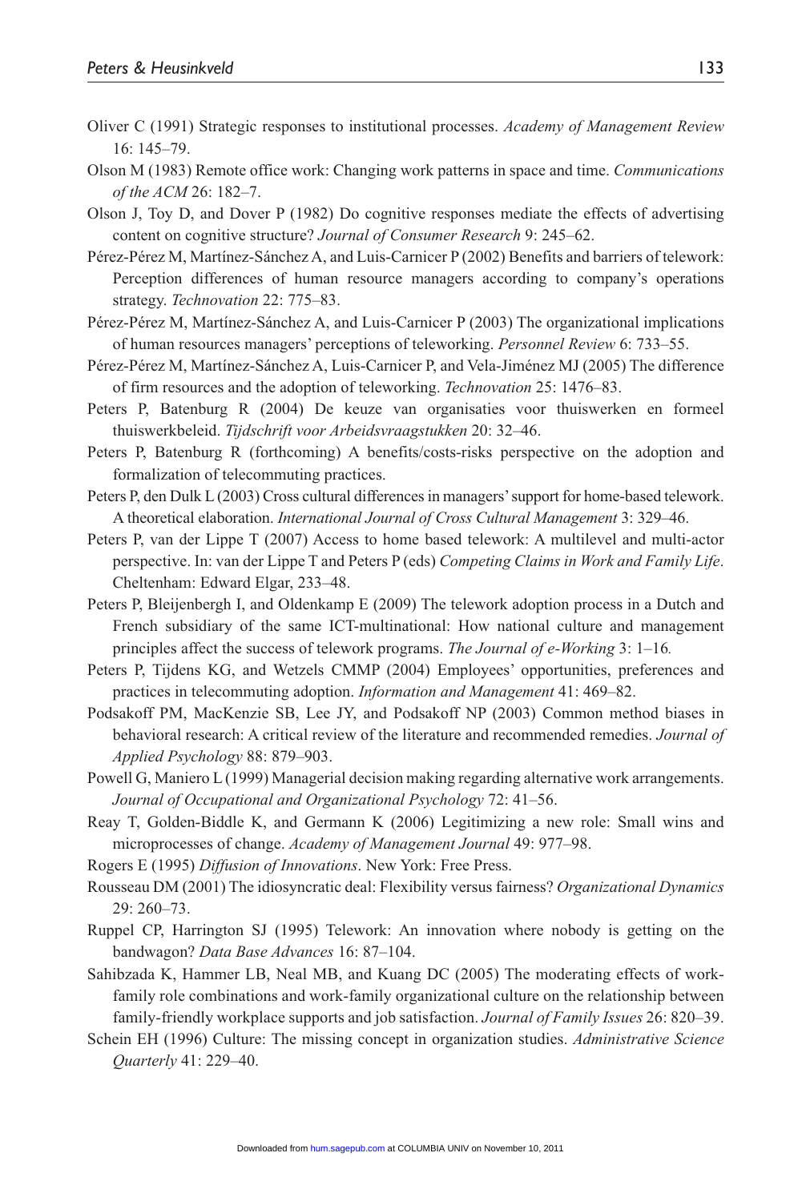Oliver C (1991) Strategic responses to institutional processes. *Academy of Management Review* 16: 145–79.

Olson M (1983) Remote office work: Changing work patterns in space and time. *Communications of the ACM* 26: 182–7.

Olson J, Toy D, and Dover P (1982) Do cognitive responses mediate the effects of advertising content on cognitive structure? *Journal of Consumer Research* 9: 245–62.

Pérez-Pérez M, Martínez-Sánchez A, and Luis-Carnicer P (2002) Benefits and barriers of telework: Perception differences of human resource managers according to company's operations strategy. *Technovation* 22: 775–83.

Pérez-Pérez M, Martínez-Sánchez A, and Luis-Carnicer P (2003) The organizational implications of human resources managers' perceptions of teleworking. *Personnel Review* 6: 733–55.

Pérez-Pérez M, Martínez-Sánchez A, Luis-Carnicer P, and Vela-Jiménez MJ (2005) The difference of firm resources and the adoption of teleworking. *Technovation* 25: 1476–83.

Peters P, Batenburg R (2004) De keuze van organisaties voor thuiswerken en formeel thuiswerkbeleid. *Tijdschrift voor Arbeidsvraagstukken* 20: 32–46.

Peters P, Batenburg R (forthcoming) A benefits/costs-risks perspective on the adoption and formalization of telecommuting practices.

Peters P, den Dulk L (2003) Cross cultural differences in managers' support for home-based telework. A theoretical elaboration. *International Journal of Cross Cultural Management* 3: 329–46.

Peters P, van der Lippe T (2007) Access to home based telework: A multilevel and multi-actor perspective. In: van der Lippe T and Peters P (eds) *Competing Claims in Work and Family Life*. Cheltenham: Edward Elgar, 233–48.

Peters P, Bleijenbergh I, and Oldenkamp E (2009) The telework adoption process in a Dutch and French subsidiary of the same ICT-multinational: How national culture and management principles affect the success of telework programs. *The Journal of e-Working* 3: 1–16.

Peters P, Tijdens KG, and Wetzels CMMP (2004) Employees' opportunities, preferences and practices in telecommuting adoption. *Information and Management* 41: 469–82.

Podsakoff PM, MacKenzie SB, Lee JY, and Podsakoff NP (2003) Common method biases in behavioral research: A critical review of the literature and recommended remedies. *Journal of Applied Psychology* 88: 879–903.

Powell G, Maniero L (1999) Managerial decision making regarding alternative work arrangements. *Journal of Occupational and Organizational Psychology* 72: 41–56.

Reay T, Golden-Biddle K, and Germann K (2006) Legitimizing a new role: Small wins and microprocesses of change. *Academy of Management Journal* 49: 977–98.

Rogers E (1995) *Diffusion of Innovations*. New York: Free Press.

Rousseau DM (2001) The idiosyncratic deal: Flexibility versus fairness? *Organizational Dynamics* 29: 260–73.

Ruppel CP, Harrington SJ (1995) Telework: An innovation where nobody is getting on the bandwagon? *Data Base Advances* 16: 87–104.

Sahibzada K, Hammer LB, Neal MB, and Kuang DC (2005) The moderating effects of work-family role combinations and work-family organizational culture on the relationship between family-friendly workplace supports and job satisfaction. *Journal of Family Issues* 26: 820–39.

Schein EH (1996) Culture: The missing concept in organization studies. *Administrative Science Quarterly* 41: 229–40.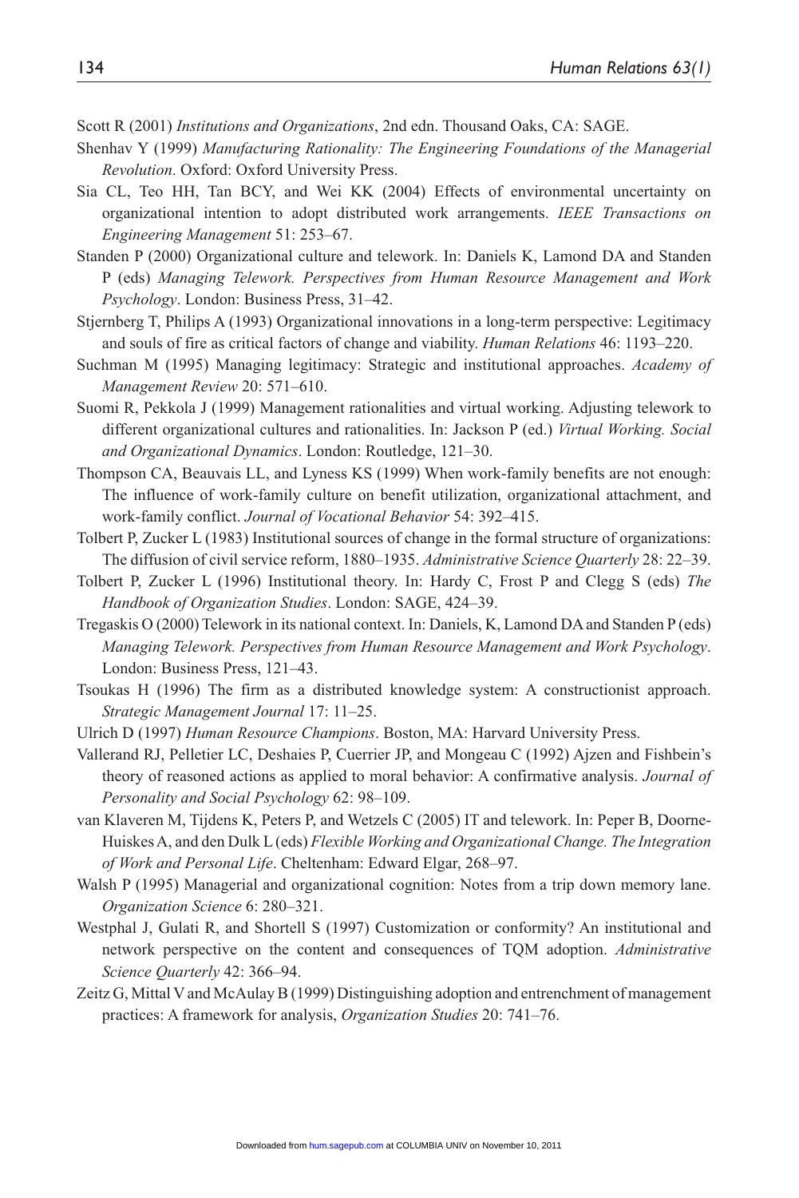Scott R (2001) *Institutions and Organizations*, 2nd edn. Thousand Oaks, CA: SAGE.

Shenhav Y (1999) *Manufacturing Rationality: The Engineering Foundations of the Managerial Revolution*. Oxford: Oxford University Press.

Sia CL, Teo HH, Tan BCY, and Wei KK (2004) Effects of environmental uncertainty on organizational intention to adopt distributed work arrangements. *IEEE Transactions on Engineering Management* 51: 253–67.

Standen P (2000) Organizational culture and telework. In: Daniels K, Lamond DA and Standen P (eds) *Managing Telework. Perspectives from Human Resource Management and Work Psychology*. London: Business Press, 31–42.

Stjernberg T, Philips A (1993) Organizational innovations in a long-term perspective: Legitimacy and souls of fire as critical factors of change and viability. *Human Relations* 46: 1193–220.

Suchman M (1995) Managing legitimacy: Strategic and institutional approaches. *Academy of Management Review* 20: 571–610.

Suomi R, Pekkola J (1999) Management rationalities and virtual working. Adjusting telework to different organizational cultures and rationalities. In: Jackson P (ed.) *Virtual Working. Social and Organizational Dynamics*. London: Routledge, 121–30.

Thompson CA, Beauvais LL, and Lyness KS (1999) When work-family benefits are not enough: The influence of work-family culture on benefit utilization, organizational attachment, and work-family conflict. *Journal of Vocational Behavior* 54: 392–415.

Tolbert P, Zucker L (1983) Institutional sources of change in the formal structure of organizations: The diffusion of civil service reform, 1880–1935. *Administrative Science Quarterly* 28: 22–39.

Tolbert P, Zucker L (1996) Institutional theory. In: Hardy C, Frost P and Clegg S (eds) *The Handbook of Organization Studies*. London: SAGE, 424–39.

Tregaskis O (2000) Telework in its national context. In: Daniels, K, Lamond DA and Standen P (eds) *Managing Telework. Perspectives from Human Resource Management and Work Psychology*. London: Business Press, 121–43.

Tsoukas H (1996) The firm as a distributed knowledge system: A constructionist approach. *Strategic Management Journal* 17: 11–25.

Ulrich D (1997) *Human Resource Champions*. Boston, MA: Harvard University Press.

Vallerand RJ, Pelletier LC, Deshaies P, Cuerrier JP, and Mongeau C (1992) Ajzen and Fishbein's theory of reasoned actions as applied to moral behavior: A confirmative analysis. *Journal of Personality and Social Psychology* 62: 98–109.

van Klaveren M, Tijdens K, Peters P, and Wetzels C (2005) IT and telework. In: Peper B, Doorne-Huiskes A, and den Dulk L (eds) *Flexible Working and Organizational Change. The Integration of Work and Personal Life*. Cheltenham: Edward Elgar, 268–97.

Walsh P (1995) Managerial and organizational cognition: Notes from a trip down memory lane. *Organization Science* 6: 280–321.

Westphal J, Gulati R, and Shortell S (1997) Customization or conformity? An institutional and network perspective on the content and consequences of TQM adoption. *Administrative Science Quarterly* 42: 366–94.

Zeitz G, Mittal V and McAulay B (1999) Distinguishing adoption and entrenchment of management practices: A framework for analysis, *Organization Studies* 20: 741–76.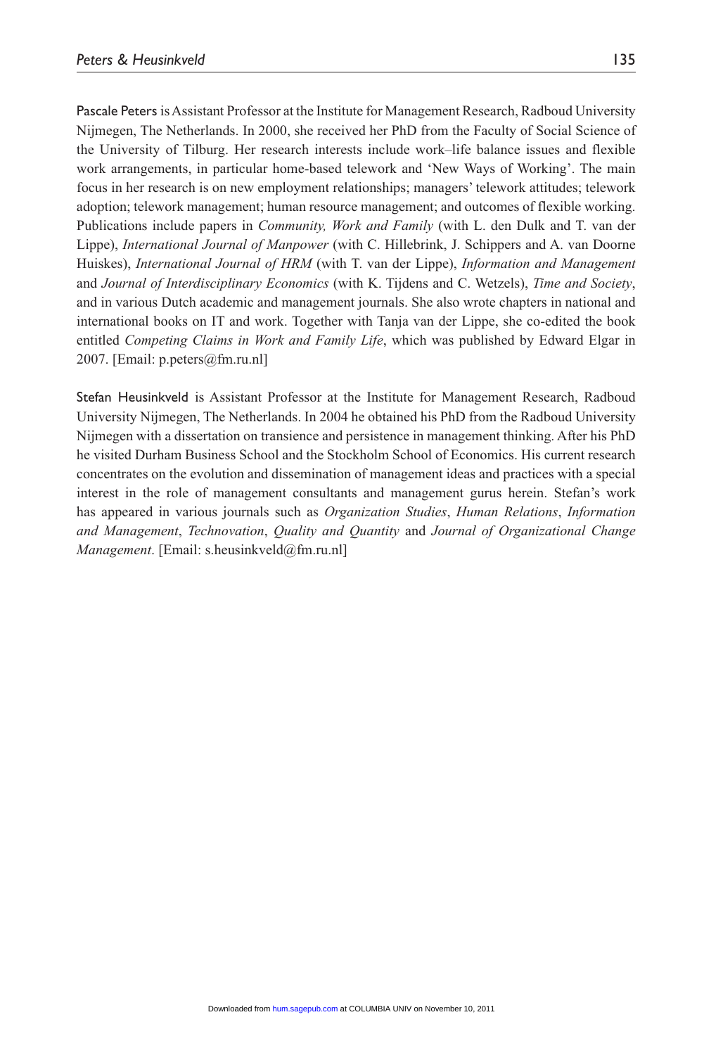Pascale Peters is Assistant Professor at the Institute for Management Research, Radboud University Nijmegen, The Netherlands. In 2000, she received her PhD from the Faculty of Social Science of the University of Tilburg. Her research interests include work–life balance issues and flexible work arrangements, in particular home-based telework and 'New Ways of Working'. The main focus in her research is on new employment relationships; managers' telework attitudes; telework adoption; telework management; human resource management; and outcomes of flexible working. Publications include papers in *Community, Work and Family* (with L. den Dulk and T. van der Lippe), *International Journal of Manpower* (with C. Hillebrink, J. Schippers and A. van Doorne Huiskes), *International Journal of HRM* (with T. van der Lippe), *Information and Management* and *Journal of Interdisciplinary Economics* (with K. Tijdens and C. Wetzels), *Time and Society*, and in various Dutch academic and management journals. She also wrote chapters in national and international books on IT and work. Together with Tanja van der Lippe, she co-edited the book entitled *Competing Claims in Work and Family Life*, which was published by Edward Elgar in 2007. [Email: p.peters@fm.ru.nl]

Stefan Heusinkveld is Assistant Professor at the Institute for Management Research, Radboud University Nijmegen, The Netherlands. In 2004 he obtained his PhD from the Radboud University Nijmegen with a dissertation on transience and persistence in management thinking. After his PhD he visited Durham Business School and the Stockholm School of Economics. His current research concentrates on the evolution and dissemination of management ideas and practices with a special interest in the role of management consultants and management gurus herein. Stefan's work has appeared in various journals such as *Organization Studies*, *Human Relations*, *Information and Management*, *Technovation*, *Quality and Quantity* and *Journal of Organizational Change Management*. [Email: s.heusinkveld@fm.ru.nl]